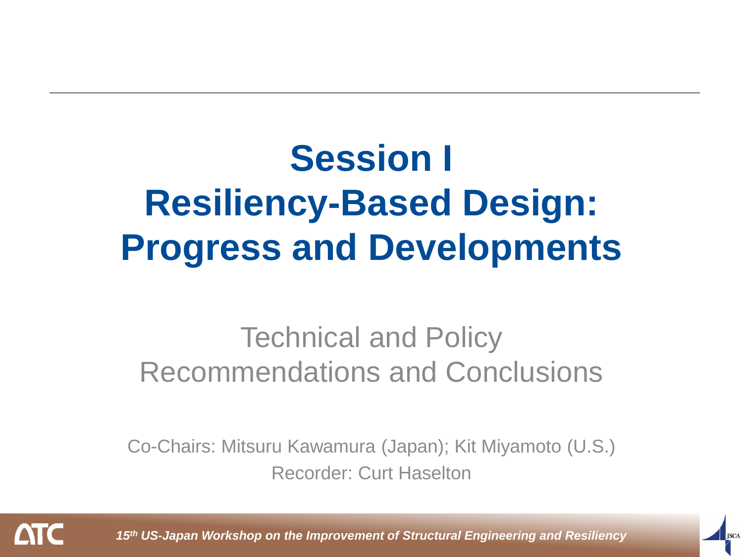# Session I
# Resiliency-Based Design: Progress and Developments

## Technical and Policy Recommendations and Conclusions

Co-Chairs: Mitsuru Kawamura (Japan); Kit Miyamoto (U.S.)

Recorder: Curt Haselton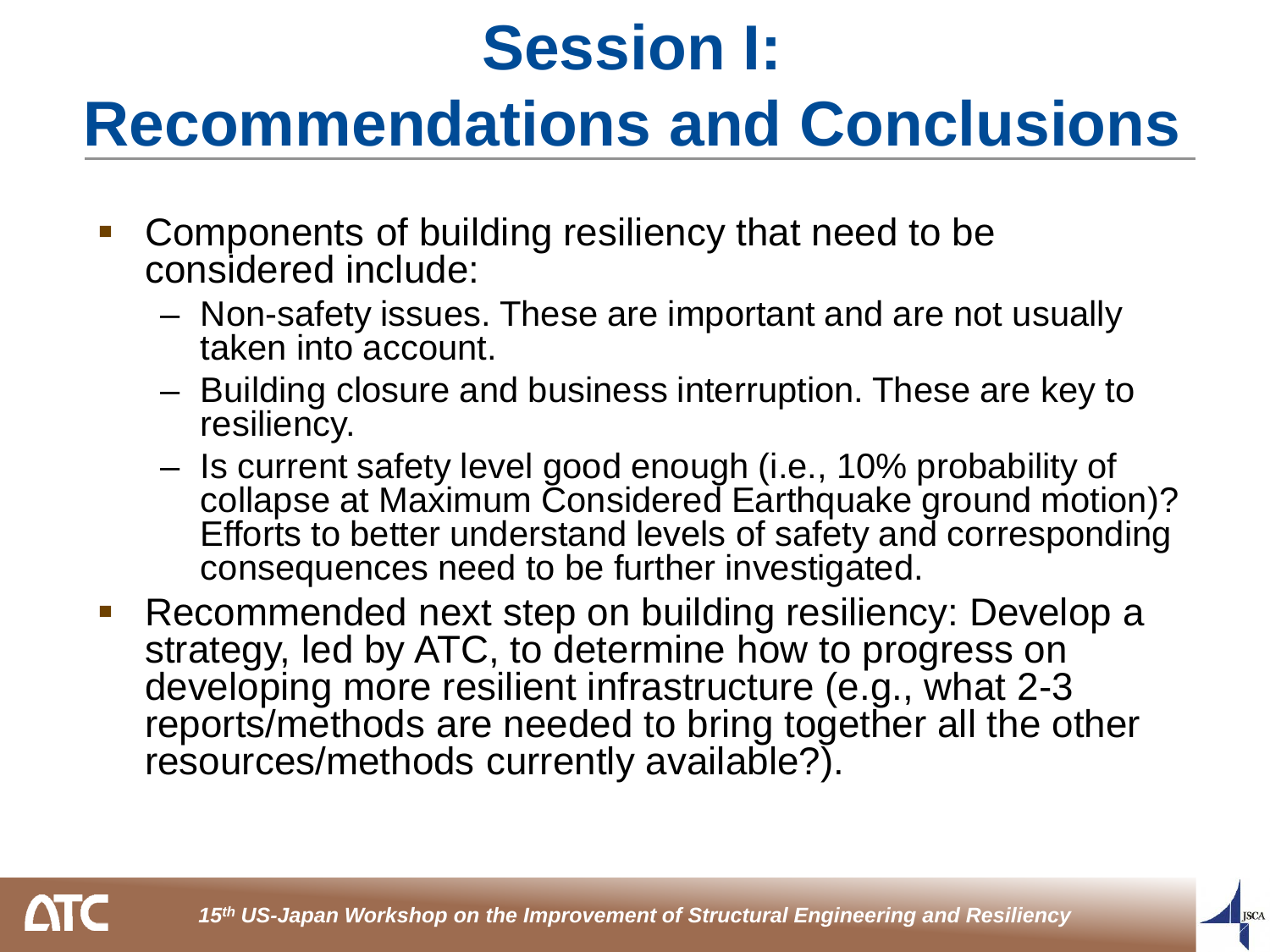# Session I: Recommendations and Conclusions

- Components of building resiliency that need to be considered include:
  - Non-safety issues. These are important and are not usually taken into account.
  - Building closure and business interruption. These are key to resiliency.
  - Is current safety level good enough (i.e., 10% probability of collapse at Maximum Considered Earthquake ground motion)? Efforts to better understand levels of safety and corresponding consequences need to be further investigated.
- Recommended next step on building resiliency: Develop a strategy, led by ATC, to determine how to progress on developing more resilient infrastructure (e.g., what 2-3 reports/methods are needed to bring together all the other resources/methods currently available?).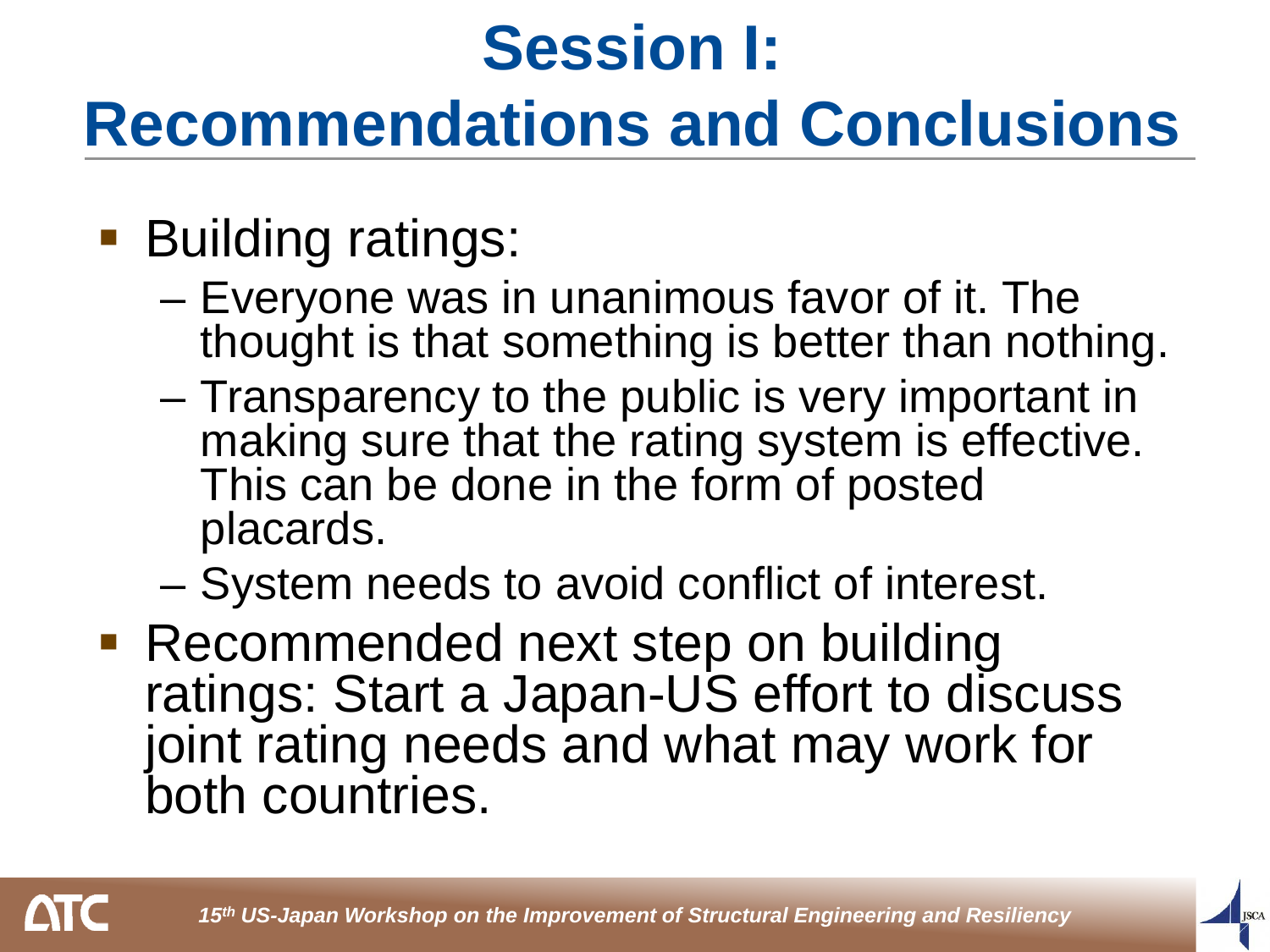# Session I: Recommendations and Conclusions

- Building ratings:
  - Everyone was in unanimous favor of it. The thought is that something is better than nothing.
  - Transparency to the public is very important in making sure that the rating system is effective. This can be done in the form of posted placards.
  - System needs to avoid conflict of interest.
- Recommended next step on building ratings: Start a Japan-US effort to discuss joint rating needs and what may work for both countries.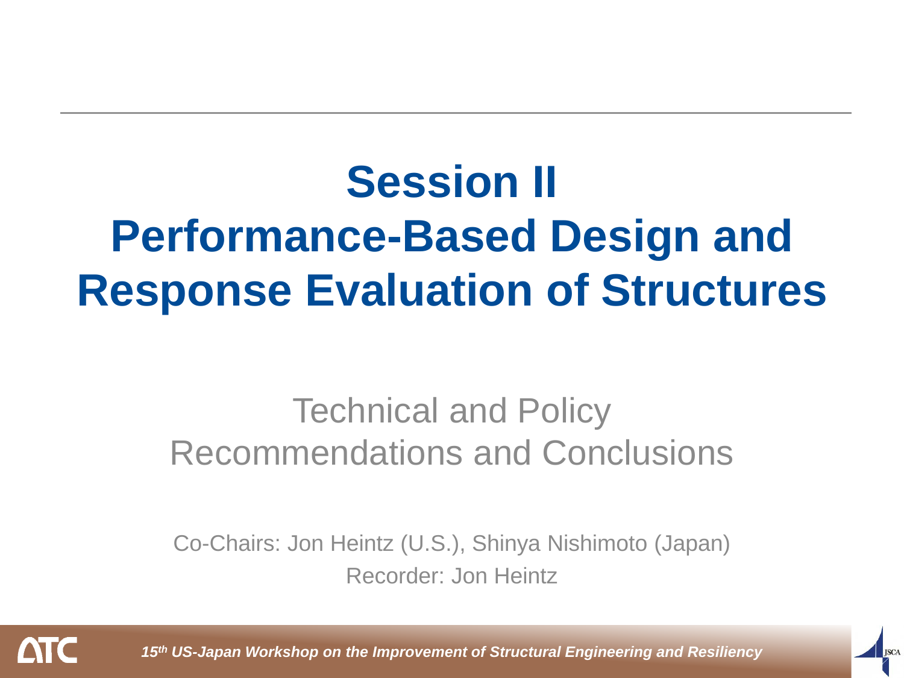# Session II
# Performance-Based Design and Response Evaluation of Structures

## Technical and Policy Recommendations and Conclusions

Co-Chairs: Jon Heintz (U.S.), Shinya Nishimoto (Japan)

Recorder: Jon Heintz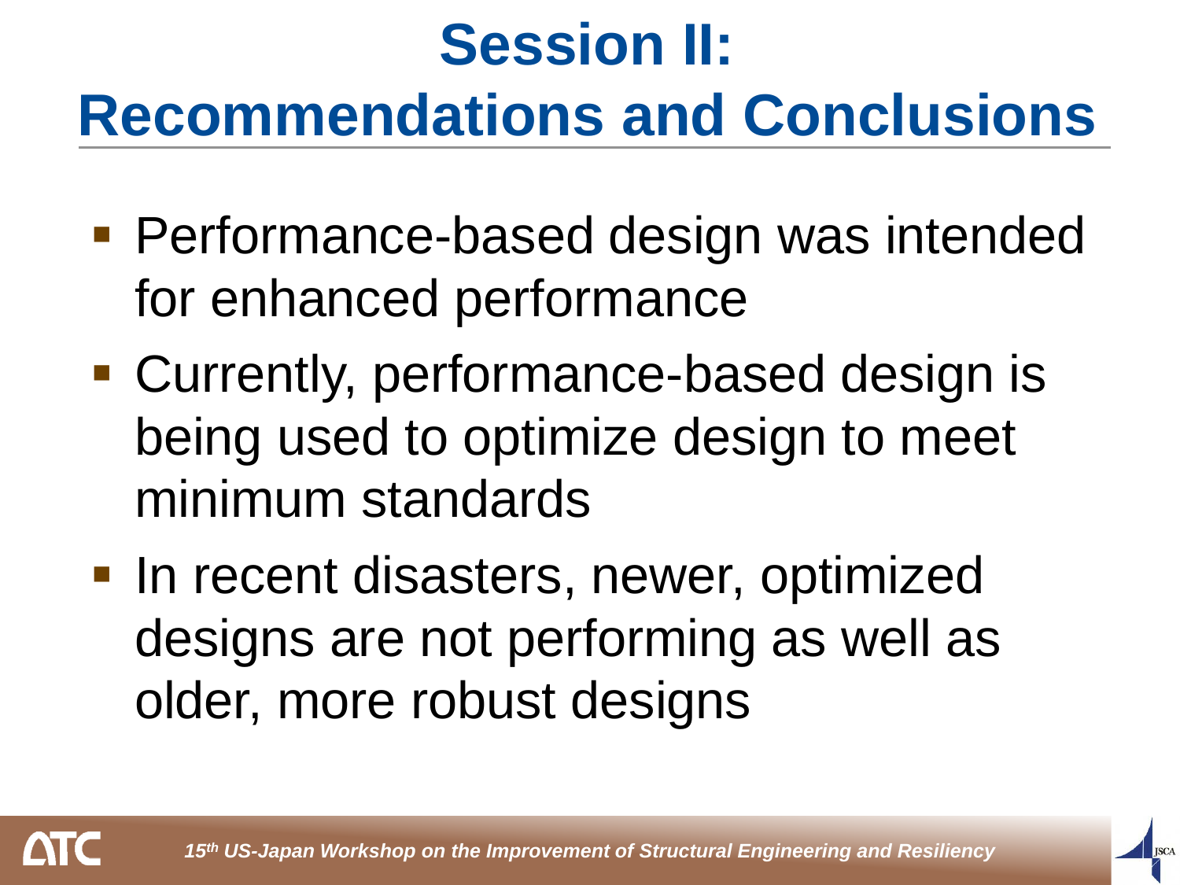# Session II: Recommendations and Conclusions

- Performance-based design was intended for enhanced performance
- Currently, performance-based design is being used to optimize design to meet minimum standards
- In recent disasters, newer, optimized designs are not performing as well as older, more robust designs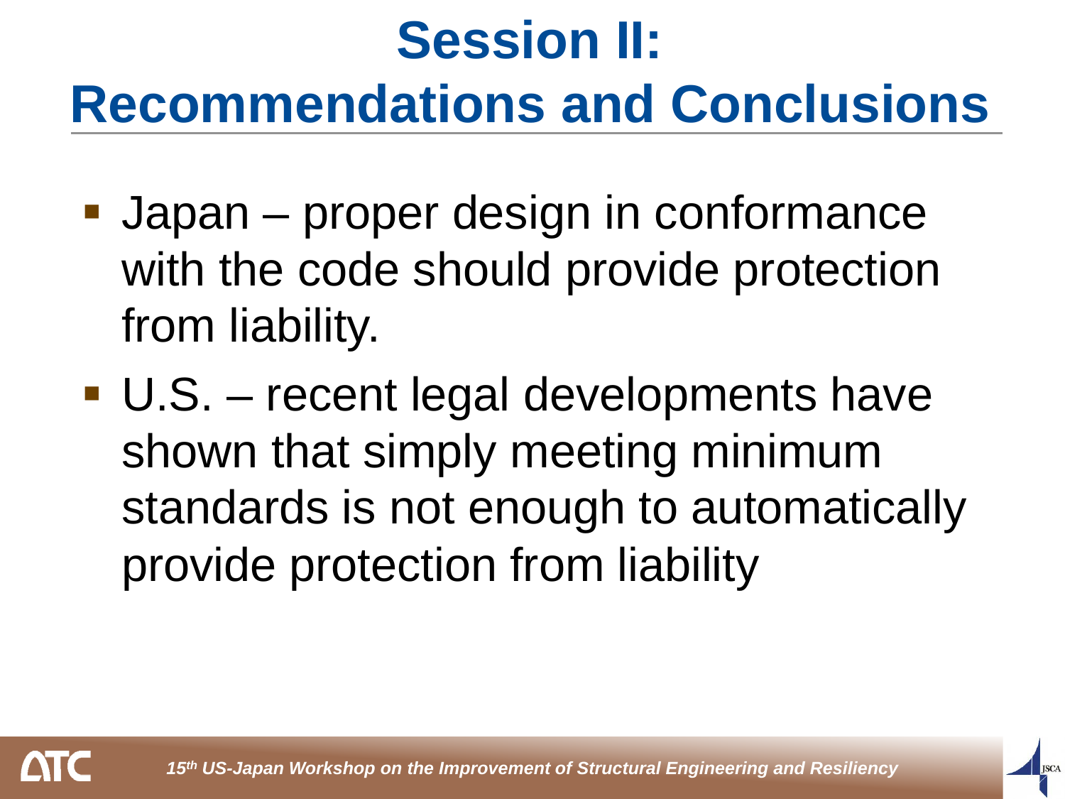# Session II: Recommendations and Conclusions

- Japan – proper design in conformance with the code should provide protection from liability.
- U.S. – recent legal developments have shown that simply meeting minimum standards is not enough to automatically provide protection from liability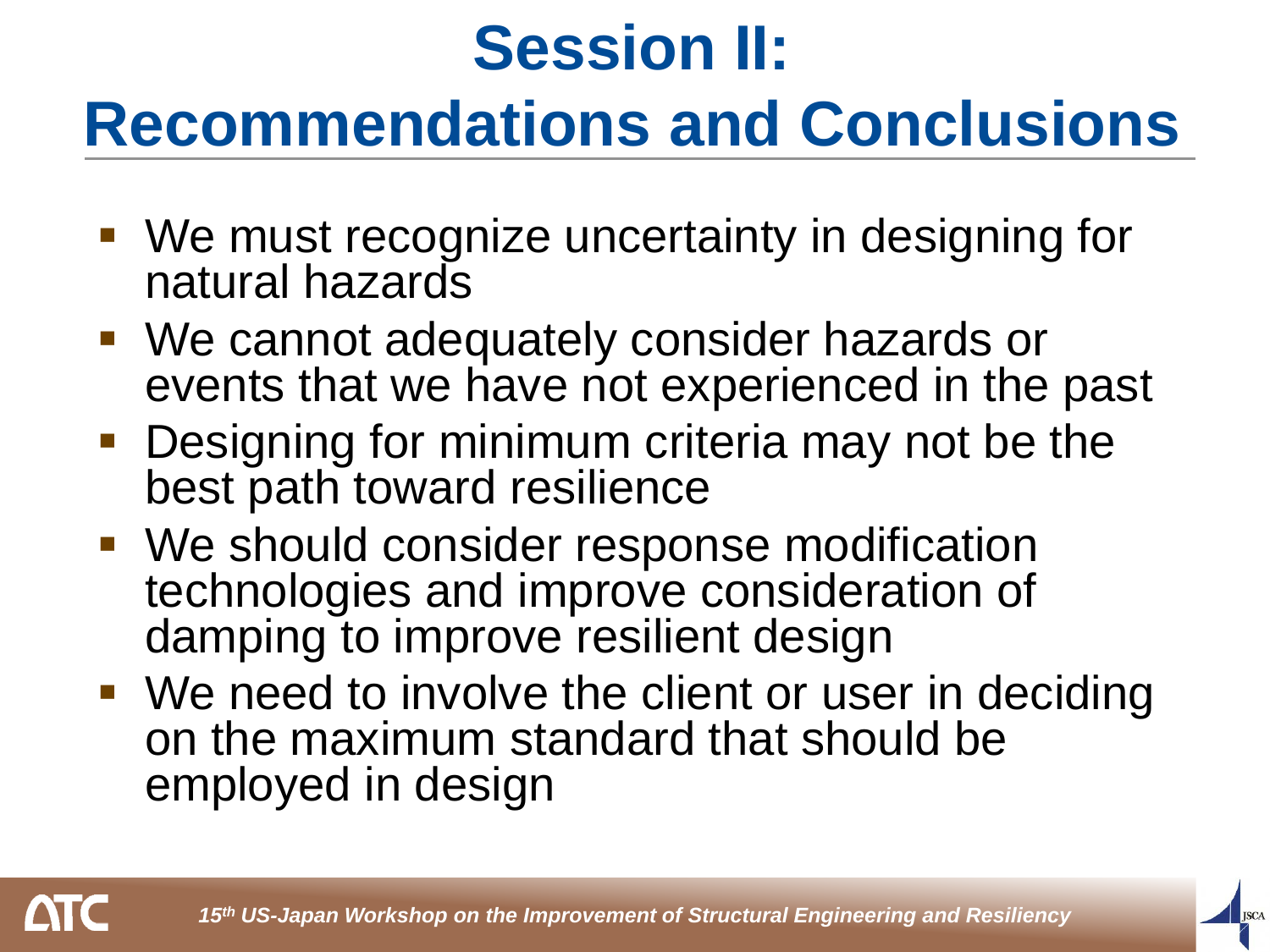# Session II: Recommendations and Conclusions

- We must recognize uncertainty in designing for natural hazards
- We cannot adequately consider hazards or events that we have not experienced in the past
- Designing for minimum criteria may not be the best path toward resilience
- We should consider response modification technologies and improve consideration of damping to improve resilient design
- We need to involve the client or user in deciding on the maximum standard that should be employed in design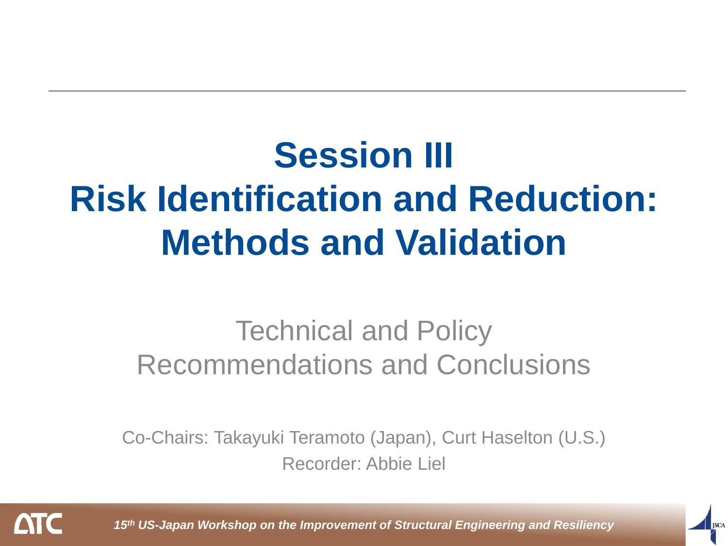# Session III
# Risk Identification and Reduction: Methods and Validation

## Technical and Policy Recommendations and Conclusions

Co-Chairs: Takayuki Teramoto (Japan), Curt Haselton (U.S.)

Recorder: Abbie Liel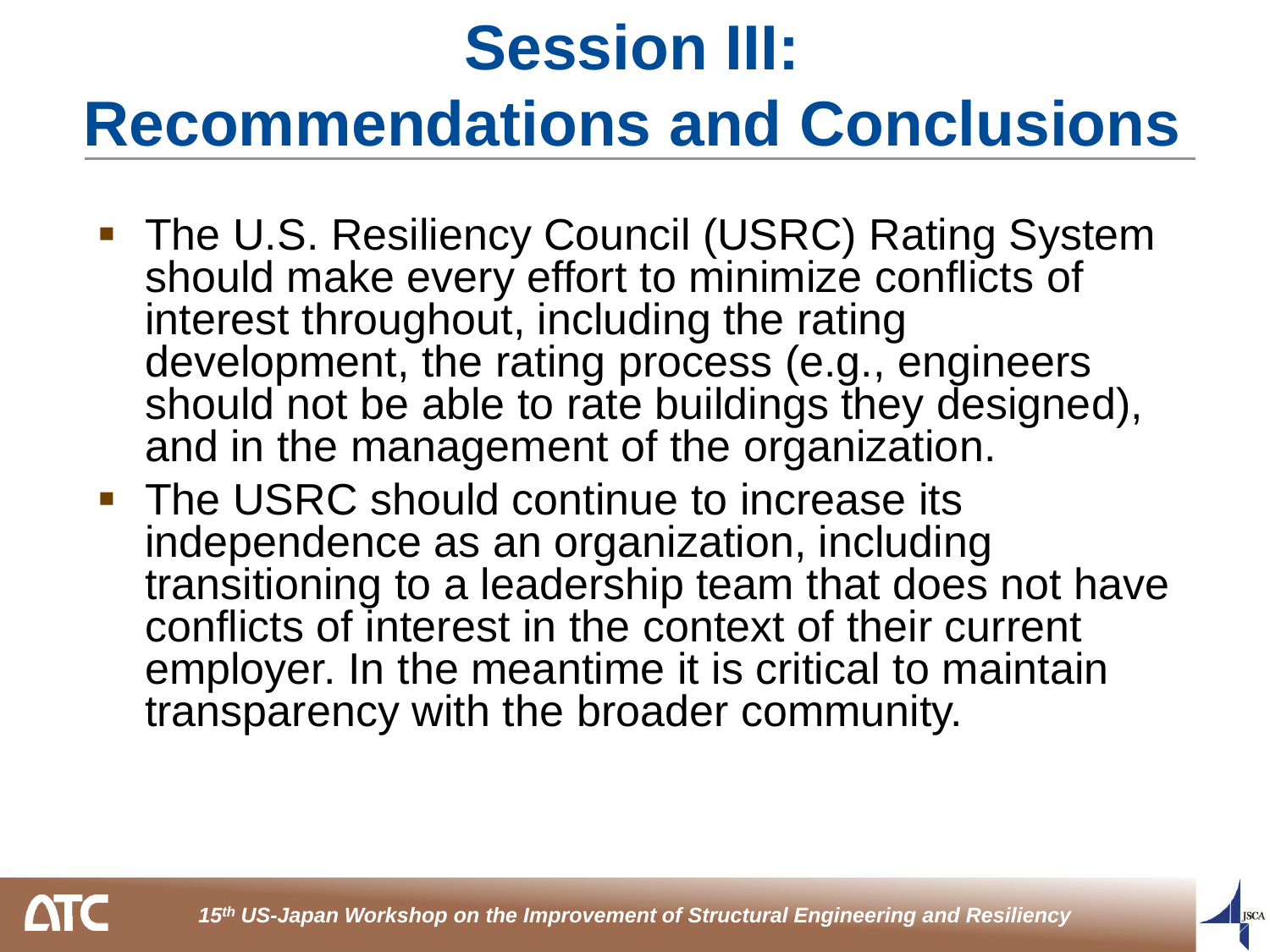# Session III: Recommendations and Conclusions

- The U.S. Resiliency Council (USRC) Rating System should make every effort to minimize conflicts of interest throughout, including the rating development, the rating process (e.g., engineers should not be able to rate buildings they designed), and in the management of the organization.
- The USRC should continue to increase its independence as an organization, including transitioning to a leadership team that does not have conflicts of interest in the context of their current employer. In the meantime it is critical to maintain transparency with the broader community.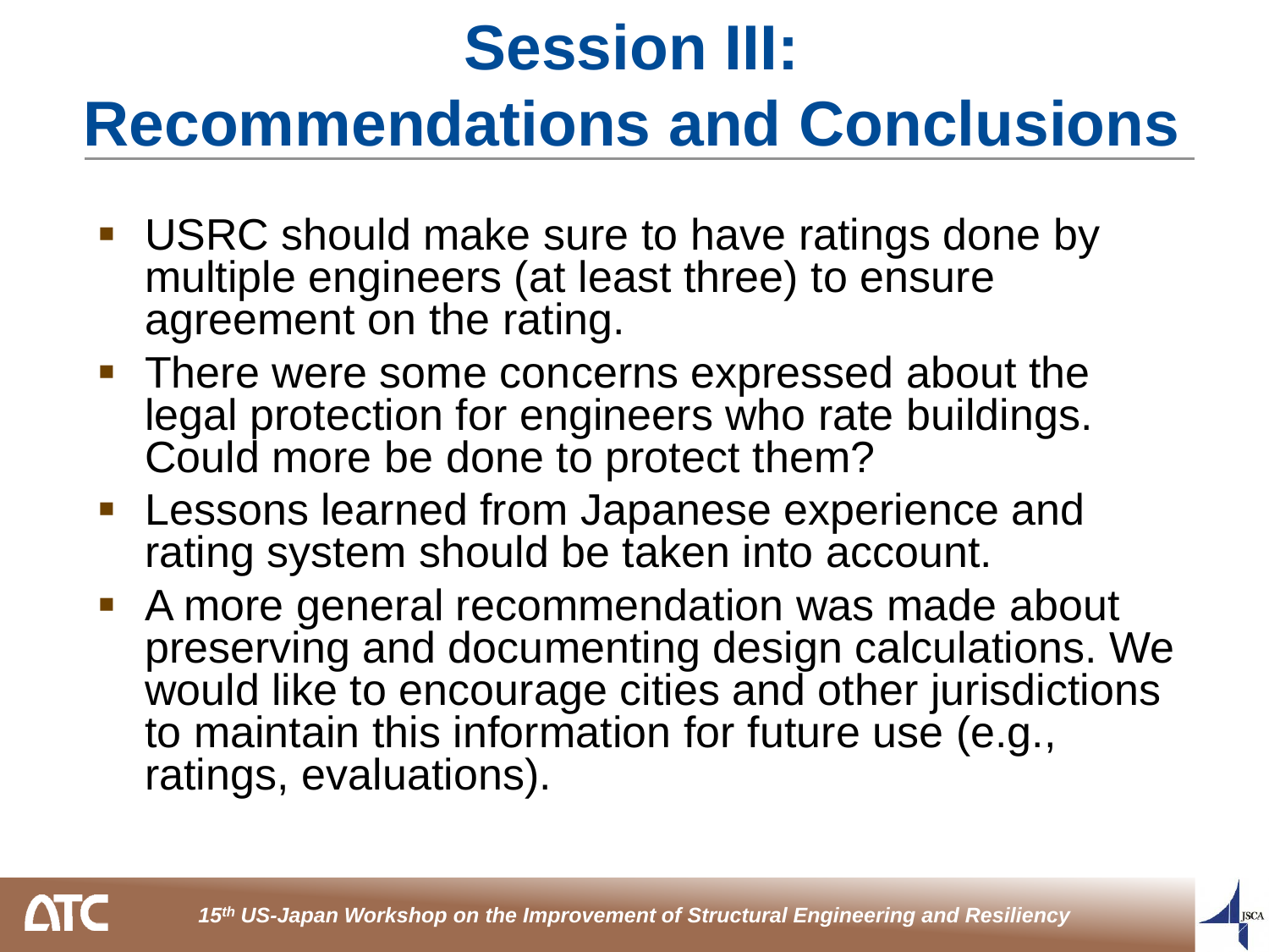# Session III: Recommendations and Conclusions

- USRC should make sure to have ratings done by multiple engineers (at least three) to ensure agreement on the rating.
- There were some concerns expressed about the legal protection for engineers who rate buildings. Could more be done to protect them?
- Lessons learned from Japanese experience and rating system should be taken into account.
- A more general recommendation was made about preserving and documenting design calculations. We would like to encourage cities and other jurisdictions to maintain this information for future use (e.g., ratings, evaluations).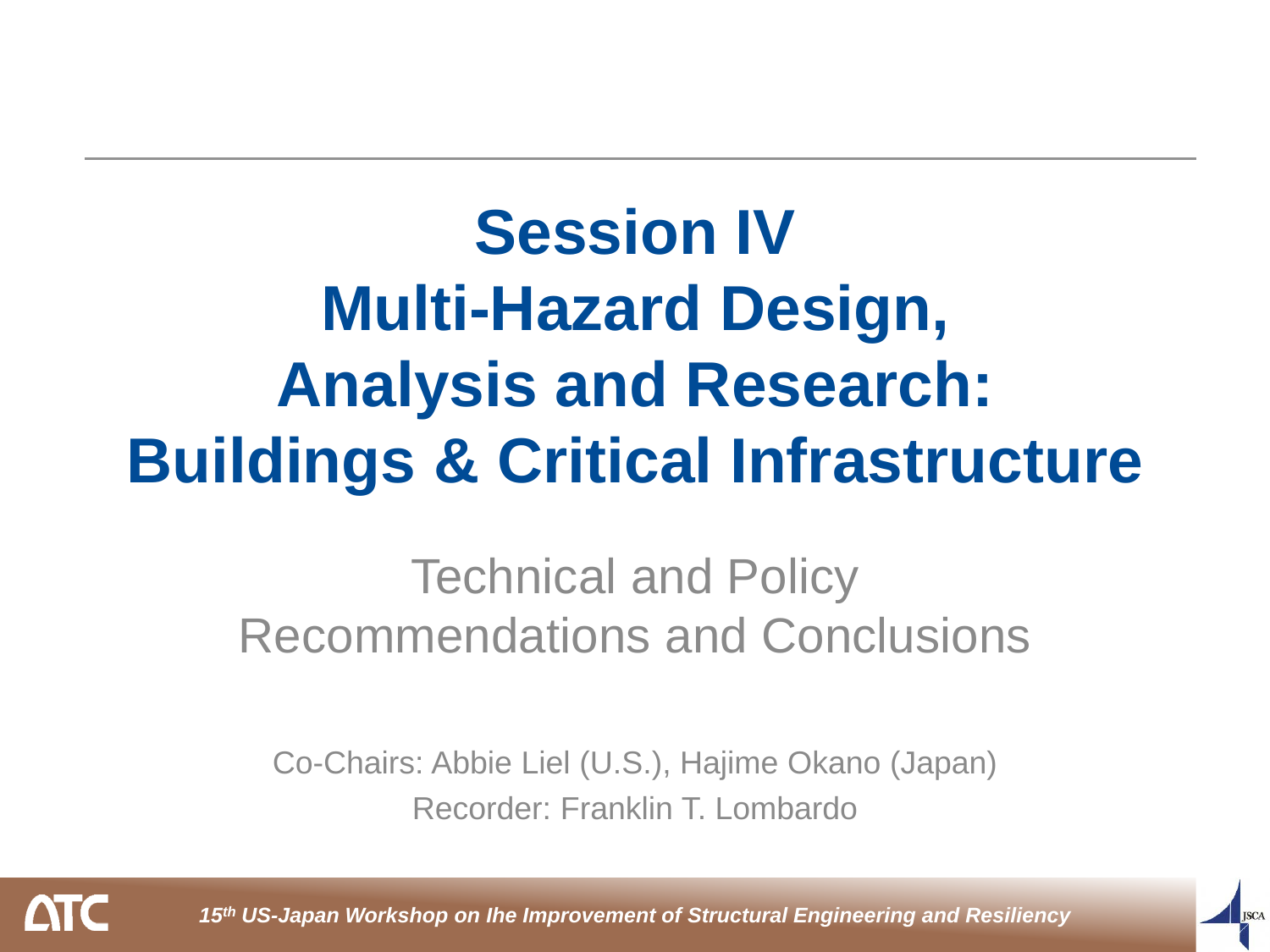# Session IV Multi-Hazard Design, Analysis and Research: Buildings & Critical Infrastructure

## Technical and Policy Recommendations and Conclusions

Co-Chairs: Abbie Liel (U.S.), Hajime Okano (Japan)

Recorder: Franklin T. Lombardo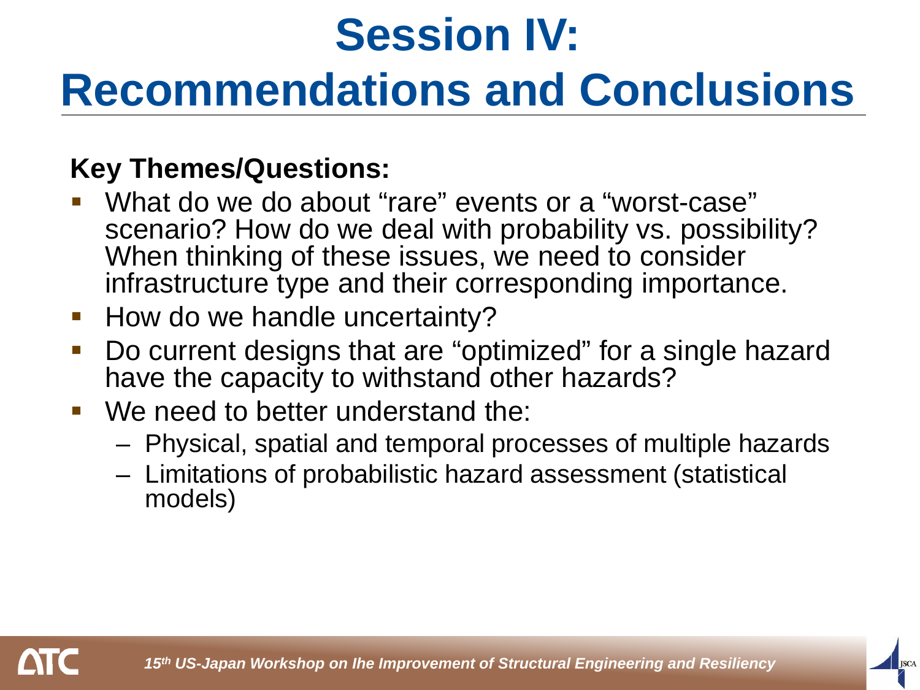# Session IV: Recommendations and Conclusions

**Key Themes/Questions:**

- What do we do about "rare" events or a "worst-case" scenario? How do we deal with probability vs. possibility? When thinking of these issues, we need to consider infrastructure type and their corresponding importance.
- How do we handle uncertainty?
- Do current designs that are "optimized" for a single hazard have the capacity to withstand other hazards?
- We need to better understand the:
  - Physical, spatial and temporal processes of multiple hazards
  - Limitations of probabilistic hazard assessment (statistical models)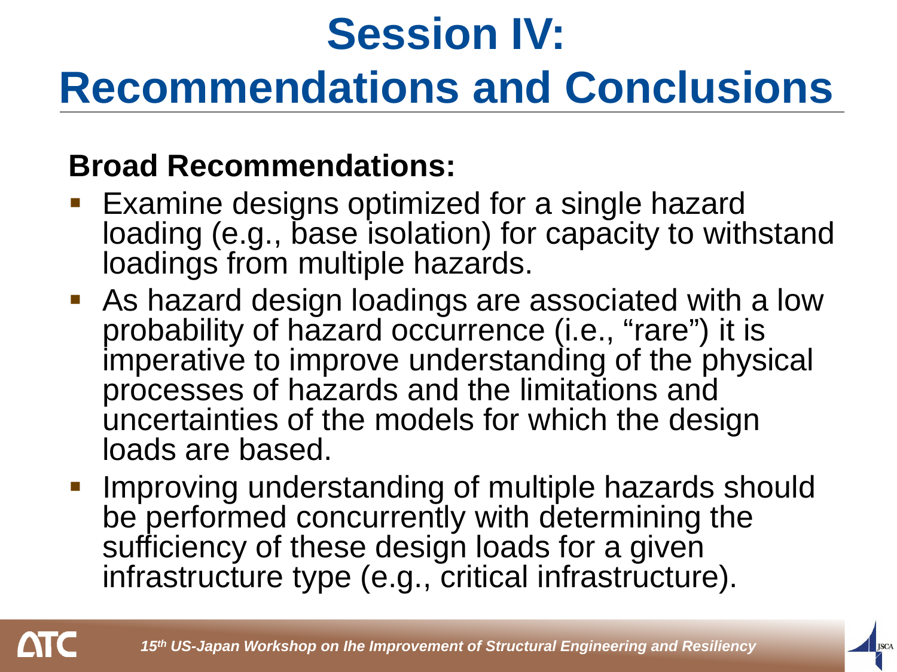# Session IV: Recommendations and Conclusions

**Broad Recommendations:**

- Examine designs optimized for a single hazard loading (e.g., base isolation) for capacity to withstand loadings from multiple hazards.
- As hazard design loadings are associated with a low probability of hazard occurrence (i.e., "rare") it is imperative to improve understanding of the physical processes of hazards and the limitations and uncertainties of the models for which the design loads are based.
- Improving understanding of multiple hazards should be performed concurrently with determining the sufficiency of these design loads for a given infrastructure type (e.g., critical infrastructure).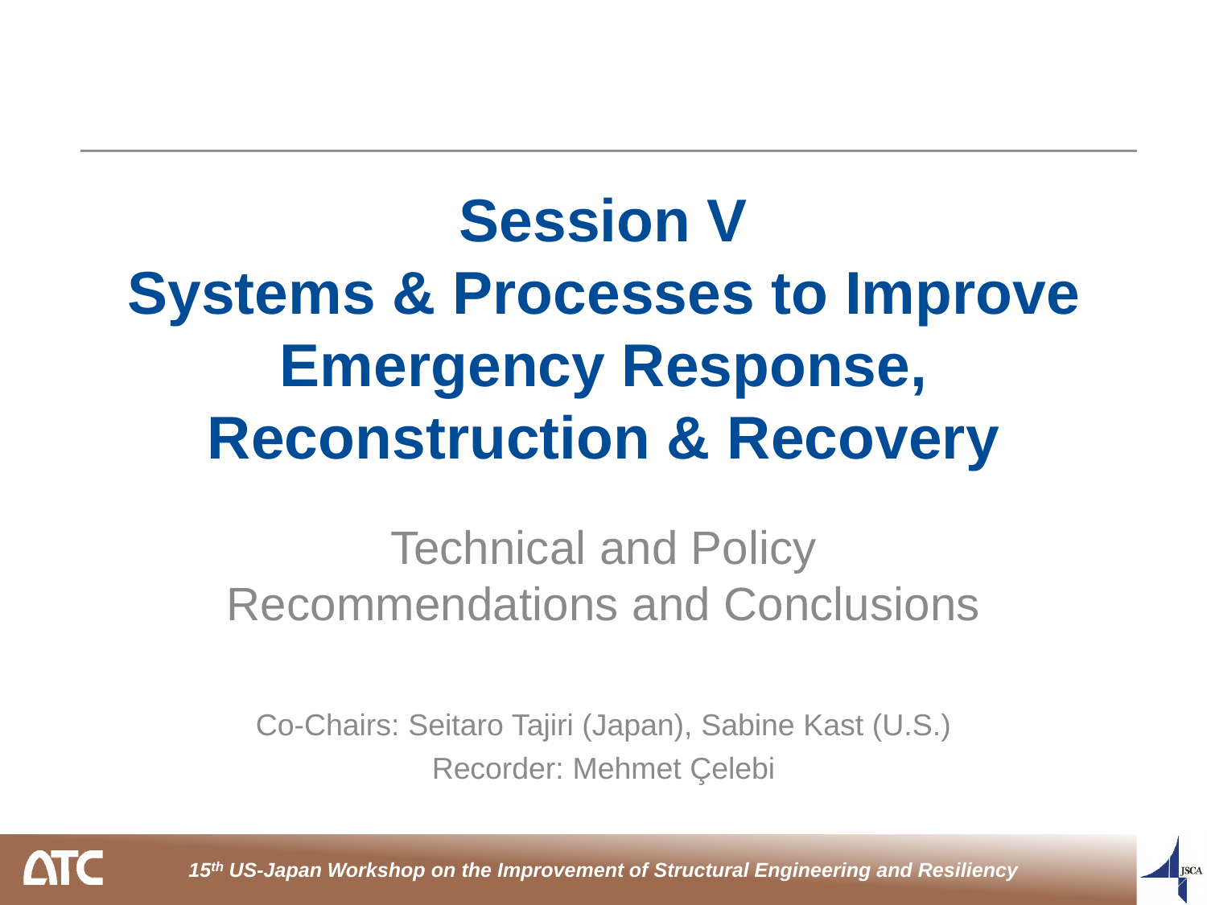# Session V
# Systems & Processes to Improve Emergency Response, Reconstruction & Recovery

## Technical and Policy Recommendations and Conclusions

Co-Chairs: Seitaro Tajiri (Japan), Sabine Kast (U.S.)

Recorder: Mehmet Çelebi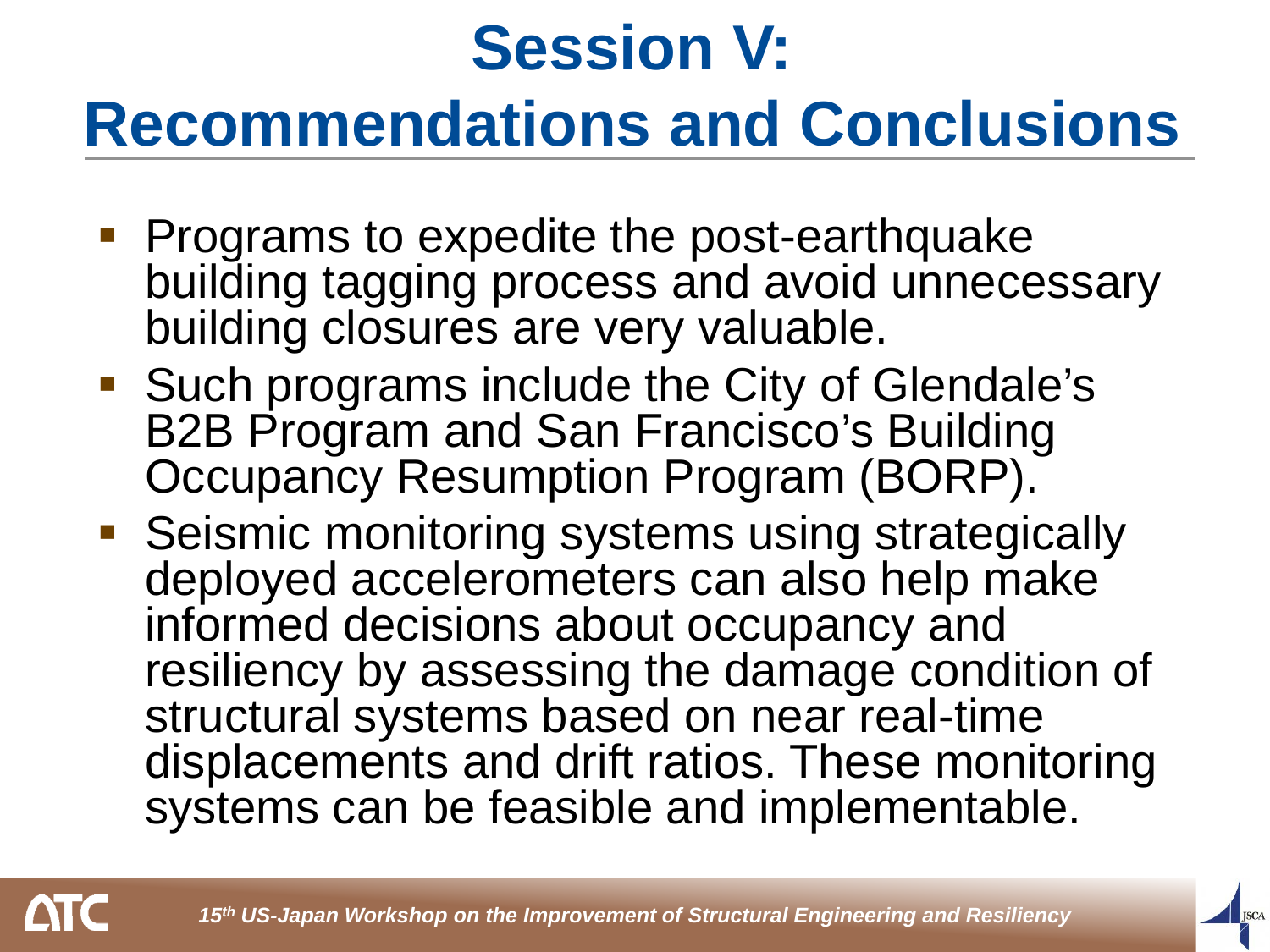# Session V: Recommendations and Conclusions

- Programs to expedite the post-earthquake building tagging process and avoid unnecessary building closures are very valuable.
- Such programs include the City of Glendale's B2B Program and San Francisco's Building Occupancy Resumption Program (BORP).
- Seismic monitoring systems using strategically deployed accelerometers can also help make informed decisions about occupancy and resiliency by assessing the damage condition of structural systems based on near real-time displacements and drift ratios. These monitoring systems can be feasible and implementable.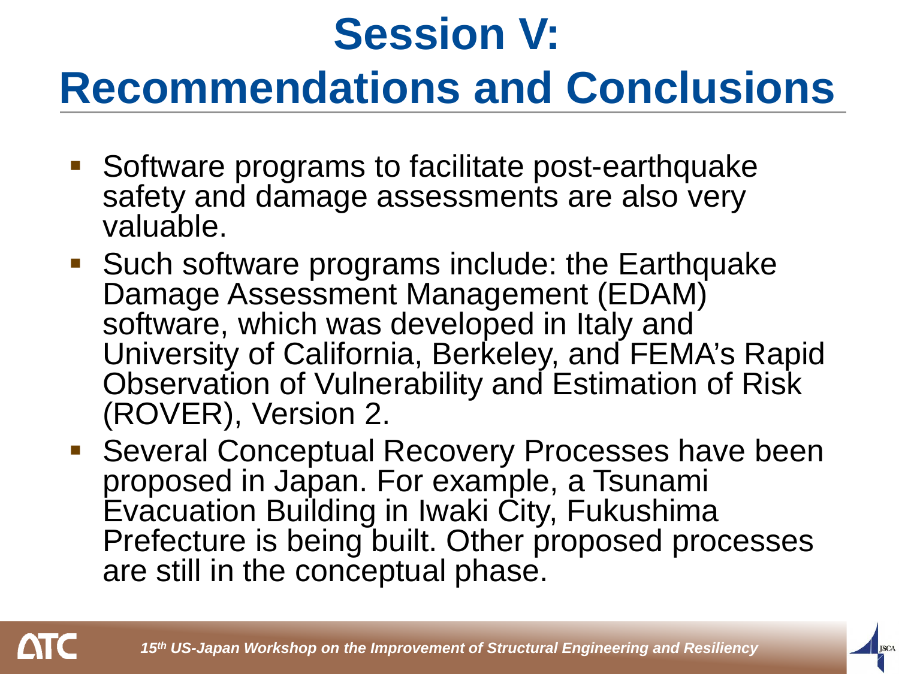# Session V: Recommendations and Conclusions

- Software programs to facilitate post-earthquake safety and damage assessments are also very valuable.
- Such software programs include: the Earthquake Damage Assessment Management (EDAM) software, which was developed in Italy and University of California, Berkeley, and FEMA's Rapid Observation of Vulnerability and Estimation of Risk (ROVER), Version 2.
- Several Conceptual Recovery Processes have been proposed in Japan. For example, a Tsunami Evacuation Building in Iwaki City, Fukushima Prefecture is being built. Other proposed processes are still in the conceptual phase.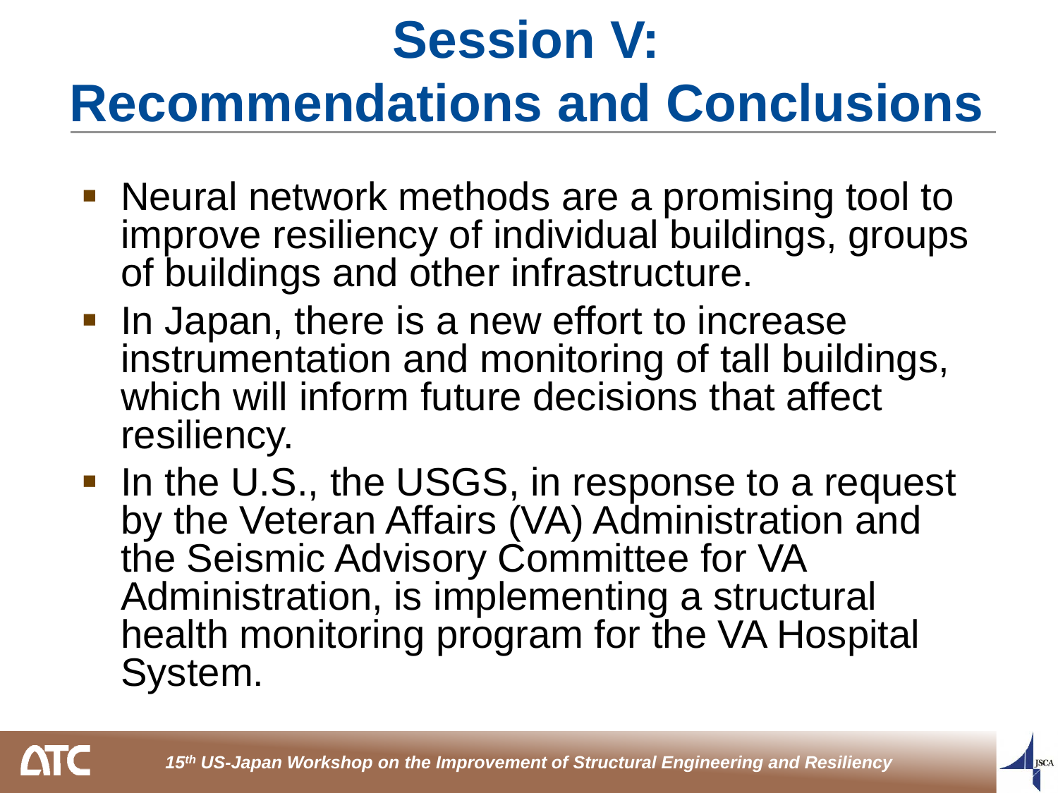# Session V: Recommendations and Conclusions

- Neural network methods are a promising tool to improve resiliency of individual buildings, groups of buildings and other infrastructure.
- In Japan, there is a new effort to increase instrumentation and monitoring of tall buildings, which will inform future decisions that affect resiliency.
- In the U.S., the USGS, in response to a request by the Veteran Affairs (VA) Administration and the Seismic Advisory Committee for VA Administration, is implementing a structural health monitoring program for the VA Hospital System.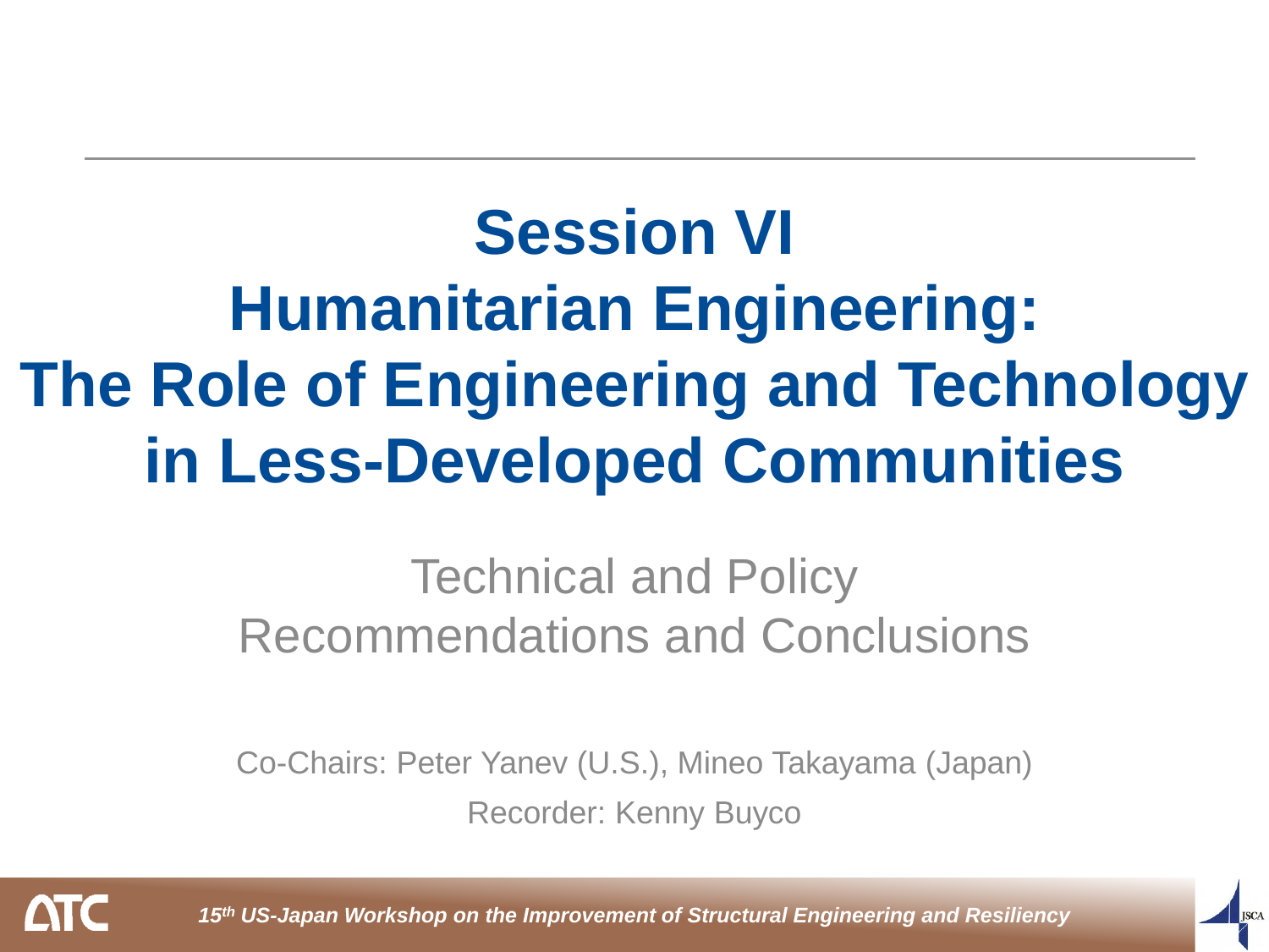# Session VI
# Humanitarian Engineering: The Role of Engineering and Technology in Less-Developed Communities

## Technical and Policy Recommendations and Conclusions

Co-Chairs: Peter Yanev (U.S.), Mineo Takayama (Japan)

Recorder: Kenny Buyco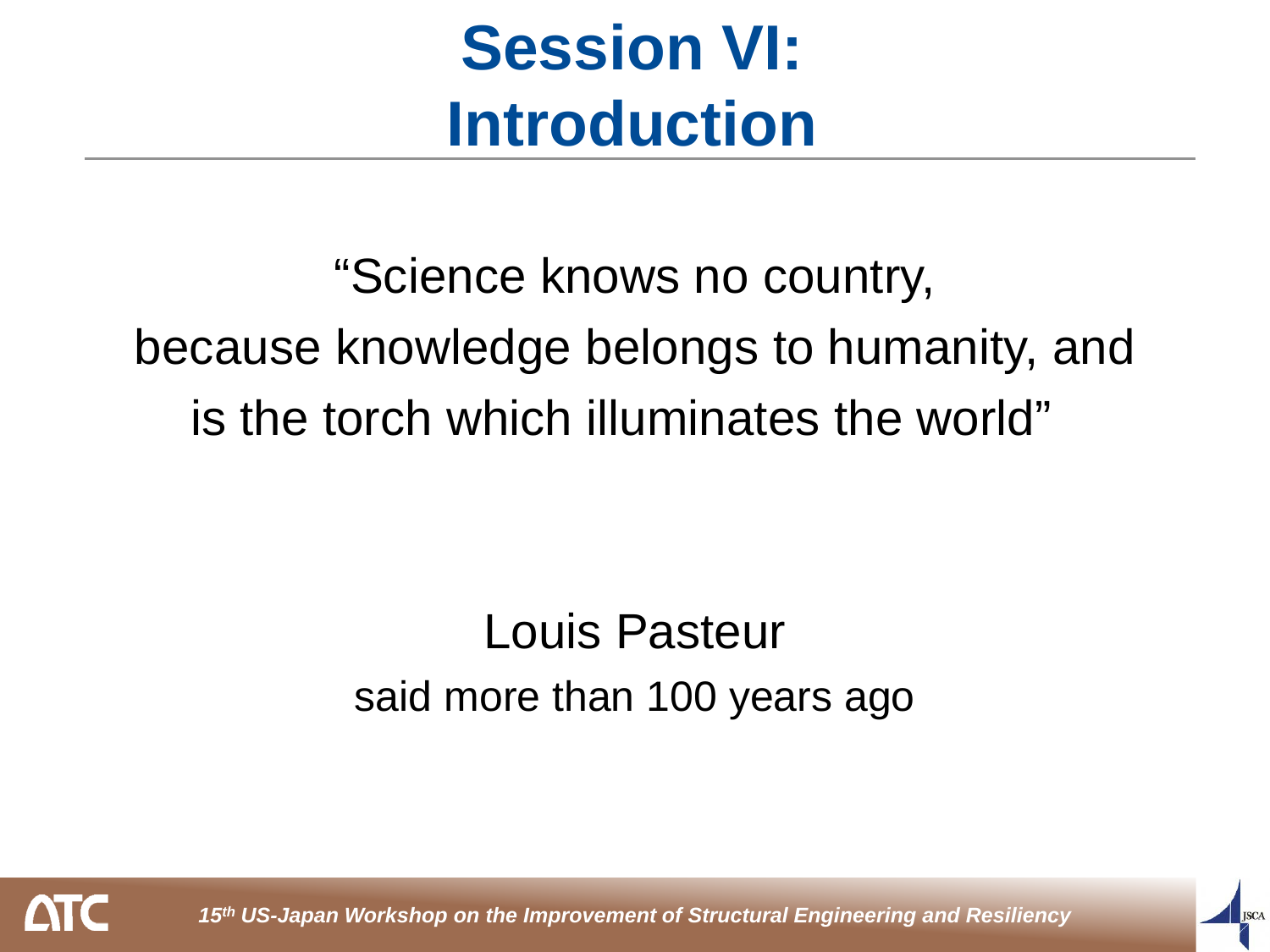# Session VI: Introduction

"Science knows no country,
because knowledge belongs to humanity, and
is the torch which illuminates the world"

Louis Pasteur
said more than 100 years ago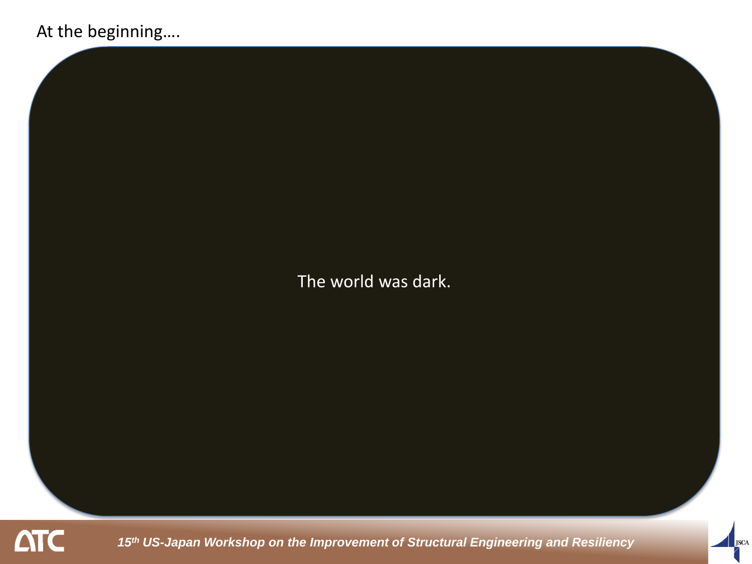At the beginning….

The world was dark.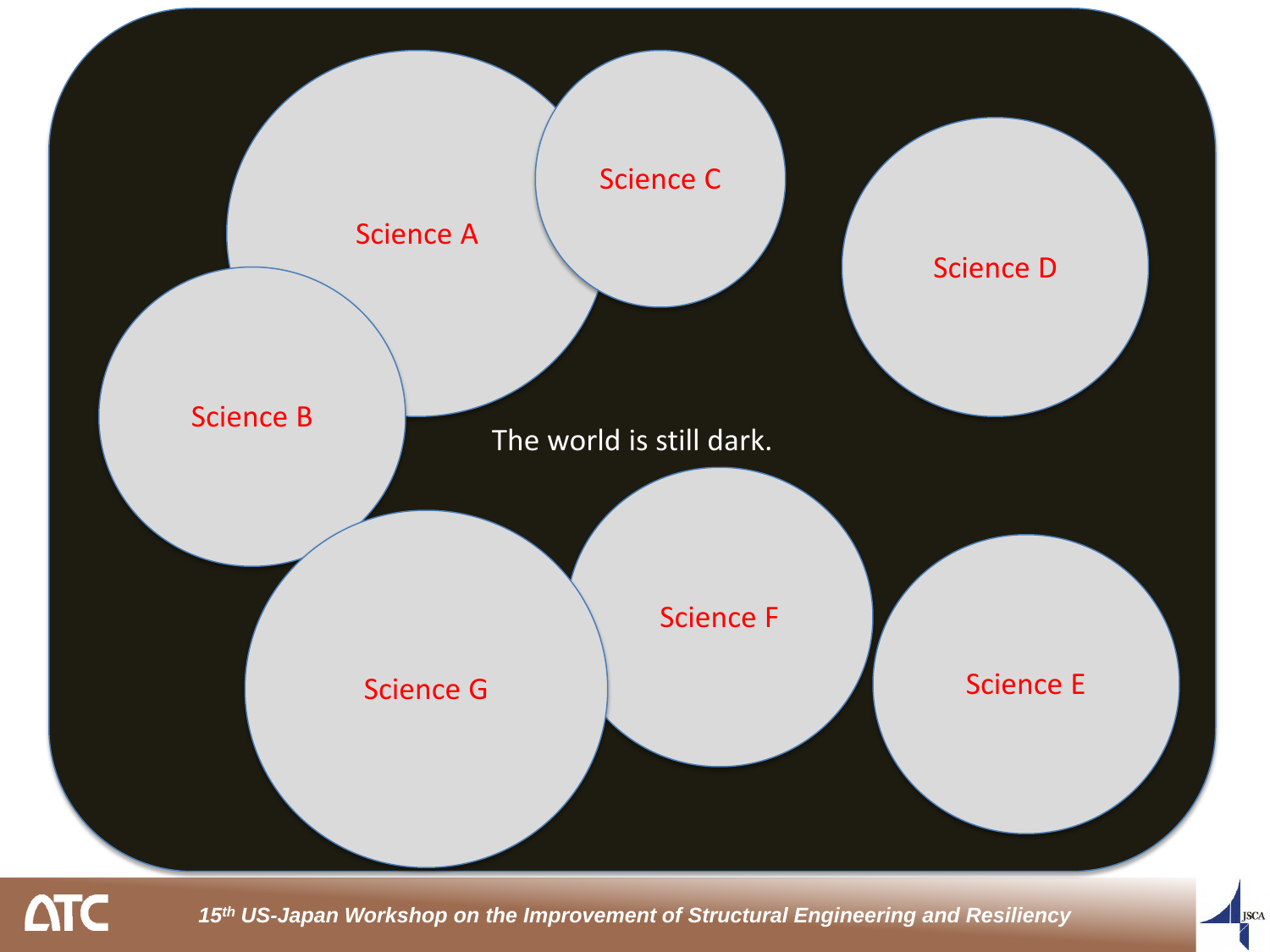Science A

Science C

Science D

Science B

The world is still dark.

Science F

Science G

Science E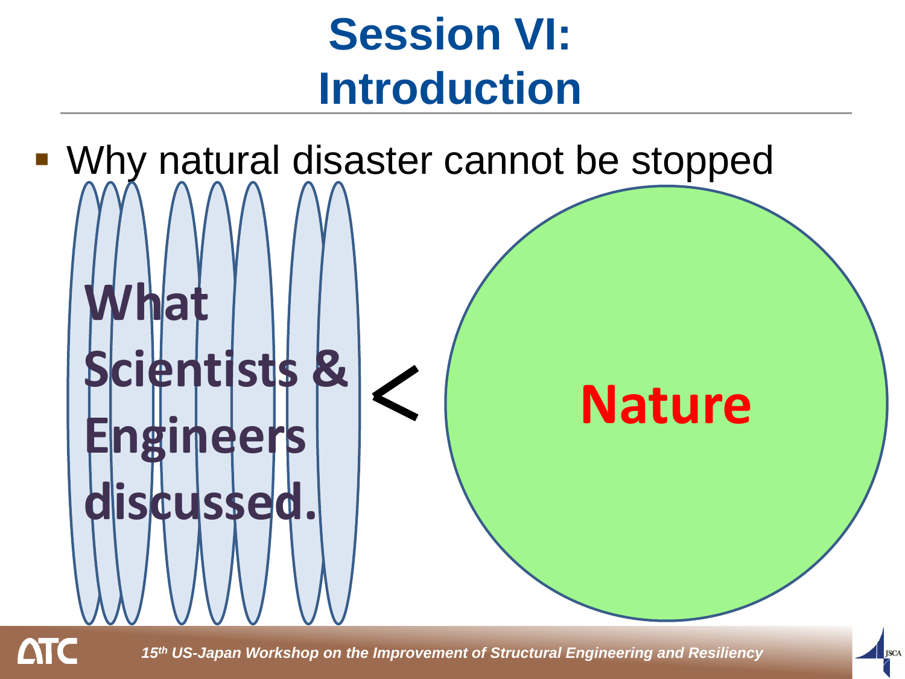# Session VI: Introduction

- Why natural disaster cannot be stopped

**What Scientists & Engineers discussed.** < **Nature**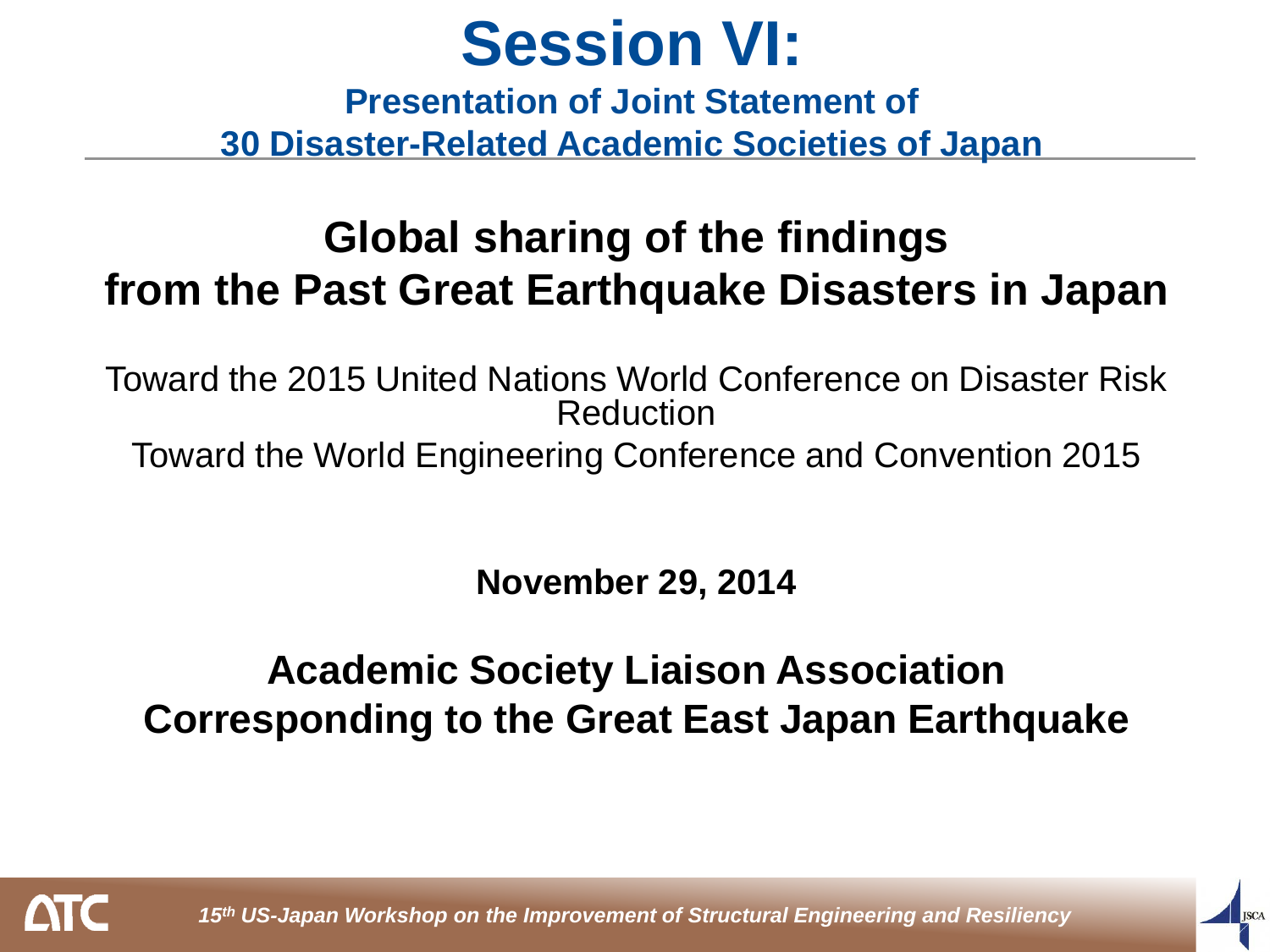# Session VI:

## Presentation of Joint Statement of 30 Disaster-Related Academic Societies of Japan

## Global sharing of the findings from the Past Great Earthquake Disasters in Japan

Toward the 2015 United Nations World Conference on Disaster Risk Reduction

Toward the World Engineering Conference and Convention 2015

**November 29, 2014**

**Academic Society Liaison Association Corresponding to the Great East Japan Earthquake**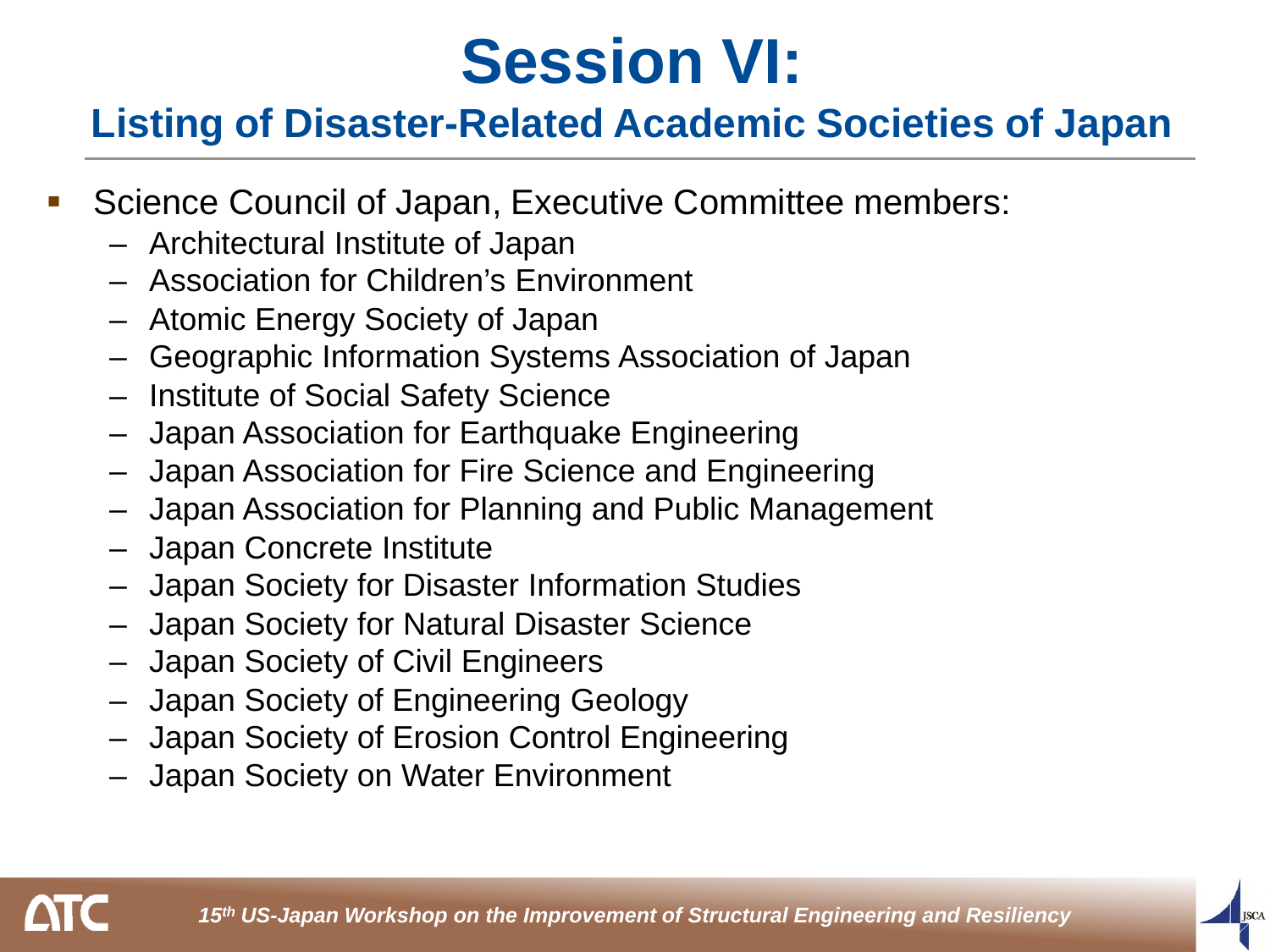# Session VI:

## Listing of Disaster-Related Academic Societies of Japan

- Science Council of Japan, Executive Committee members:
  - Architectural Institute of Japan
  - Association for Children's Environment
  - Atomic Energy Society of Japan
  - Geographic Information Systems Association of Japan
  - Institute of Social Safety Science
  - Japan Association for Earthquake Engineering
  - Japan Association for Fire Science and Engineering
  - Japan Association for Planning and Public Management
  - Japan Concrete Institute
  - Japan Society for Disaster Information Studies
  - Japan Society for Natural Disaster Science
  - Japan Society of Civil Engineers
  - Japan Society of Engineering Geology
  - Japan Society of Erosion Control Engineering
  - Japan Society on Water Environment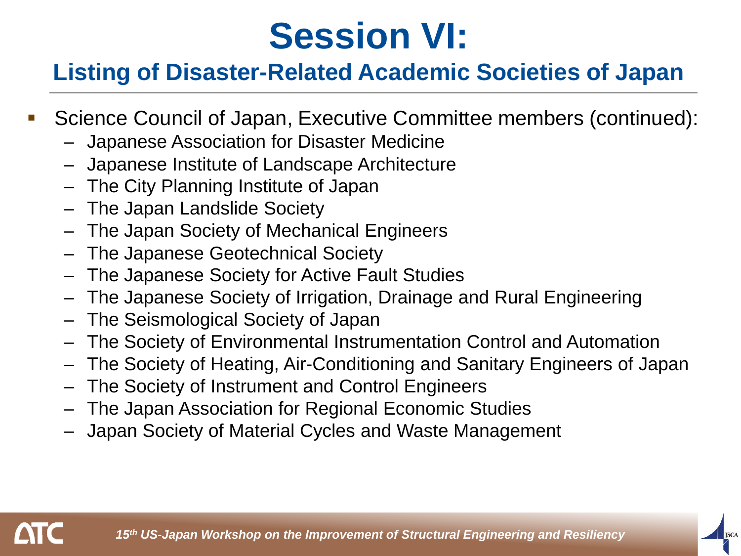# Session VI:

## Listing of Disaster-Related Academic Societies of Japan

- Science Council of Japan, Executive Committee members (continued):
  - Japanese Association for Disaster Medicine
  - Japanese Institute of Landscape Architecture
  - The City Planning Institute of Japan
  - The Japan Landslide Society
  - The Japan Society of Mechanical Engineers
  - The Japanese Geotechnical Society
  - The Japanese Society for Active Fault Studies
  - The Japanese Society of Irrigation, Drainage and Rural Engineering
  - The Seismological Society of Japan
  - The Society of Environmental Instrumentation Control and Automation
  - The Society of Heating, Air-Conditioning and Sanitary Engineers of Japan
  - The Society of Instrument and Control Engineers
  - The Japan Association for Regional Economic Studies
  - Japan Society of Material Cycles and Waste Management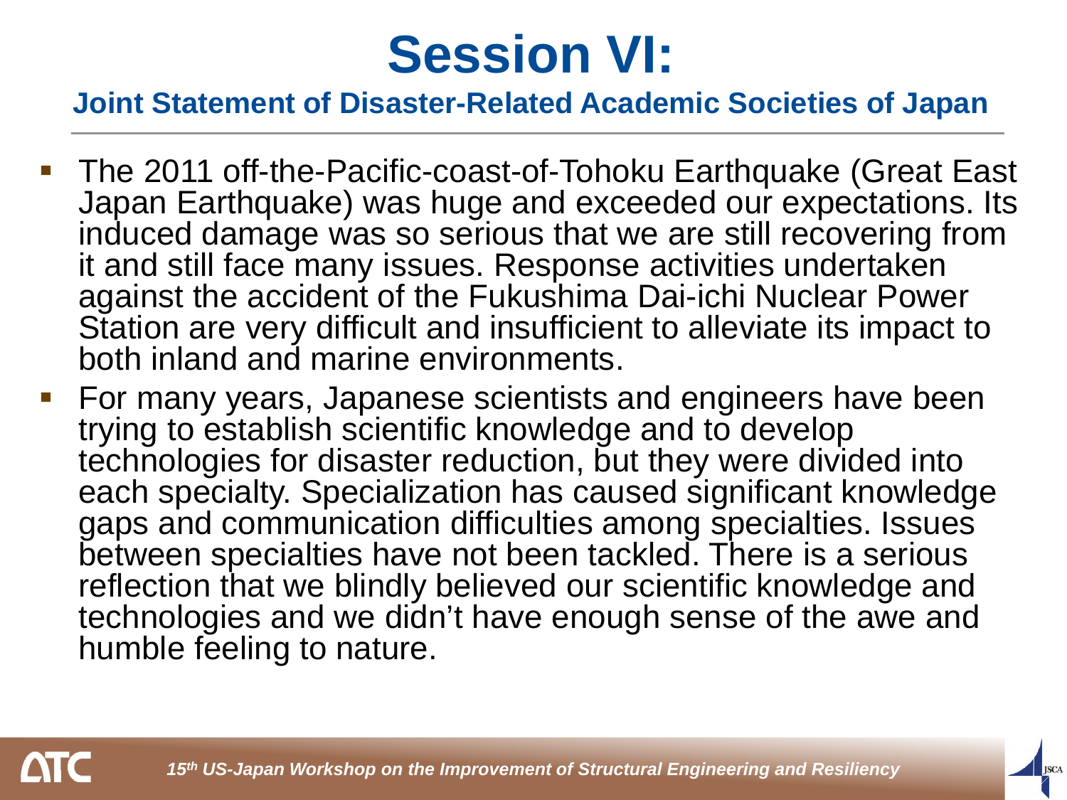# Session VI:

### Joint Statement of Disaster-Related Academic Societies of Japan

- The 2011 off-the-Pacific-coast-of-Tohoku Earthquake (Great East Japan Earthquake) was huge and exceeded our expectations. Its induced damage was so serious that we are still recovering from it and still face many issues. Response activities undertaken against the accident of the Fukushima Dai-ichi Nuclear Power Station are very difficult and insufficient to alleviate its impact to both inland and marine environments.
- For many years, Japanese scientists and engineers have been trying to establish scientific knowledge and to develop technologies for disaster reduction, but they were divided into each specialty. Specialization has caused significant knowledge gaps and communication difficulties among specialties. Issues between specialties have not been tackled. There is a serious reflection that we blindly believed our scientific knowledge and technologies and we didn't have enough sense of the awe and humble feeling to nature.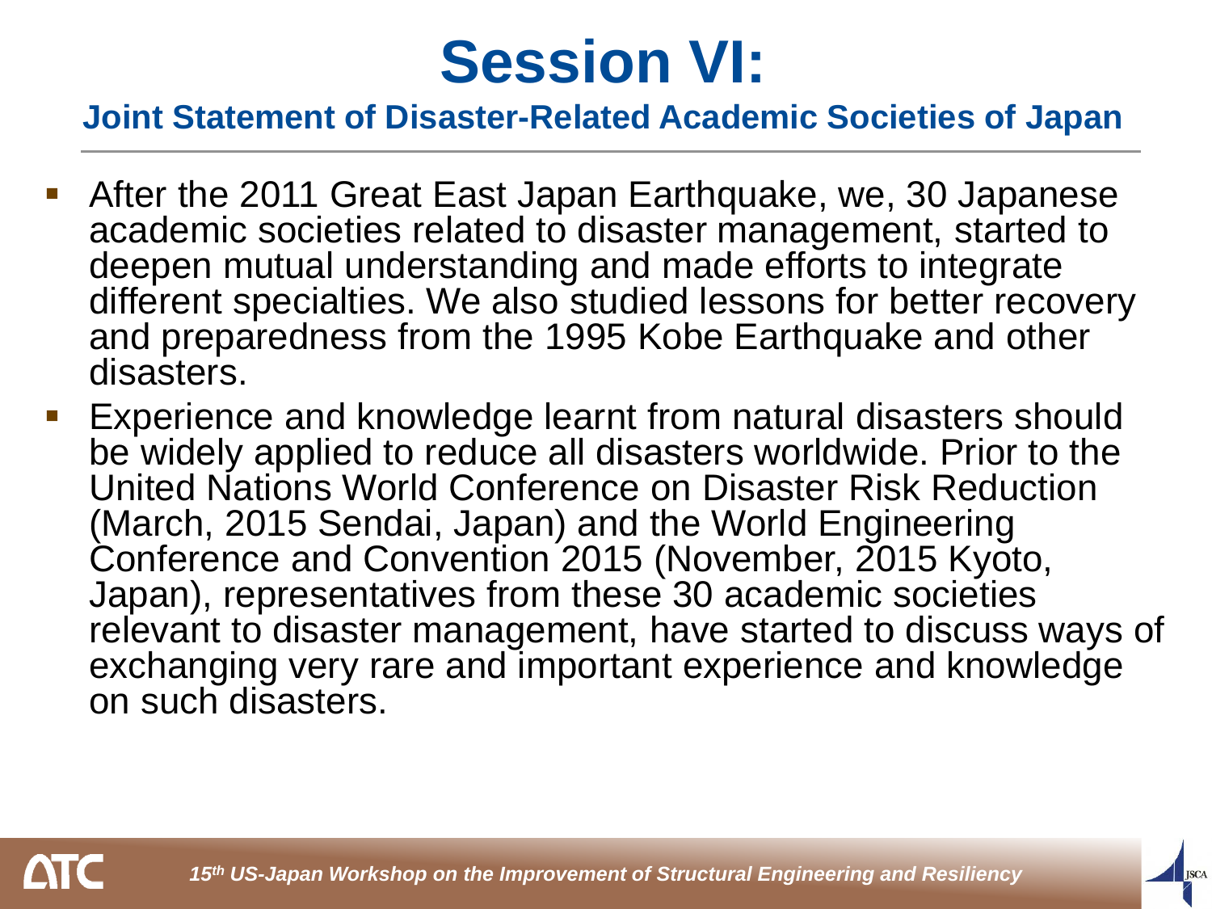# Session VI:

## Joint Statement of Disaster-Related Academic Societies of Japan

- After the 2011 Great East Japan Earthquake, we, 30 Japanese academic societies related to disaster management, started to deepen mutual understanding and made efforts to integrate different specialties. We also studied lessons for better recovery and preparedness from the 1995 Kobe Earthquake and other disasters.
- Experience and knowledge learnt from natural disasters should be widely applied to reduce all disasters worldwide. Prior to the United Nations World Conference on Disaster Risk Reduction (March, 2015 Sendai, Japan) and the World Engineering Conference and Convention 2015 (November, 2015 Kyoto, Japan), representatives from these 30 academic societies relevant to disaster management, have started to discuss ways of exchanging very rare and important experience and knowledge on such disasters.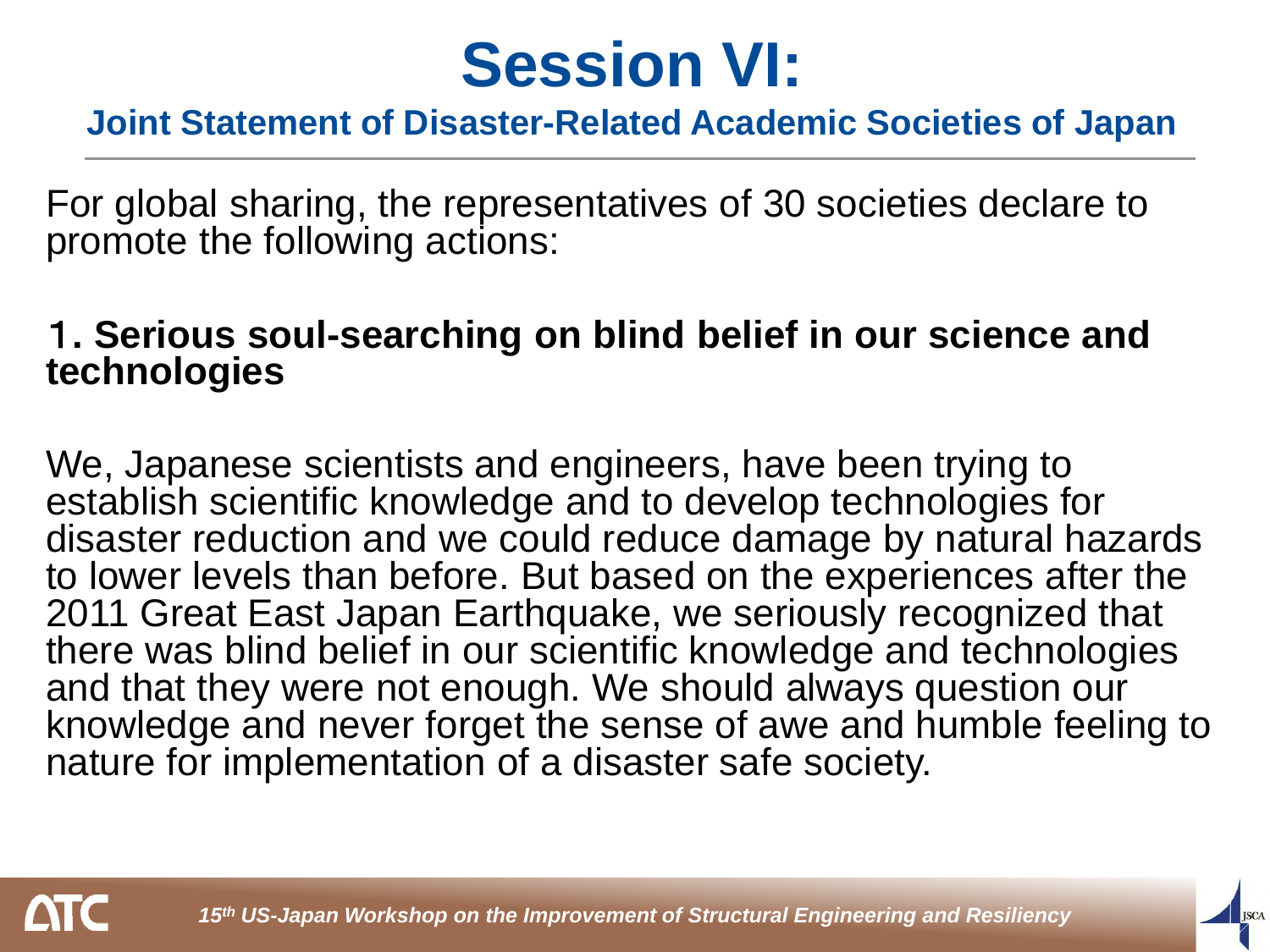# Session VI:

## Joint Statement of Disaster-Related Academic Societies of Japan

For global sharing, the representatives of 30 societies declare to promote the following actions:

**1. Serious soul-searching on blind belief in our science and technologies**

We, Japanese scientists and engineers, have been trying to establish scientific knowledge and to develop technologies for disaster reduction and we could reduce damage by natural hazards to lower levels than before. But based on the experiences after the 2011 Great East Japan Earthquake, we seriously recognized that there was blind belief in our scientific knowledge and technologies and that they were not enough. We should always question our knowledge and never forget the sense of awe and humble feeling to nature for implementation of a disaster safe society.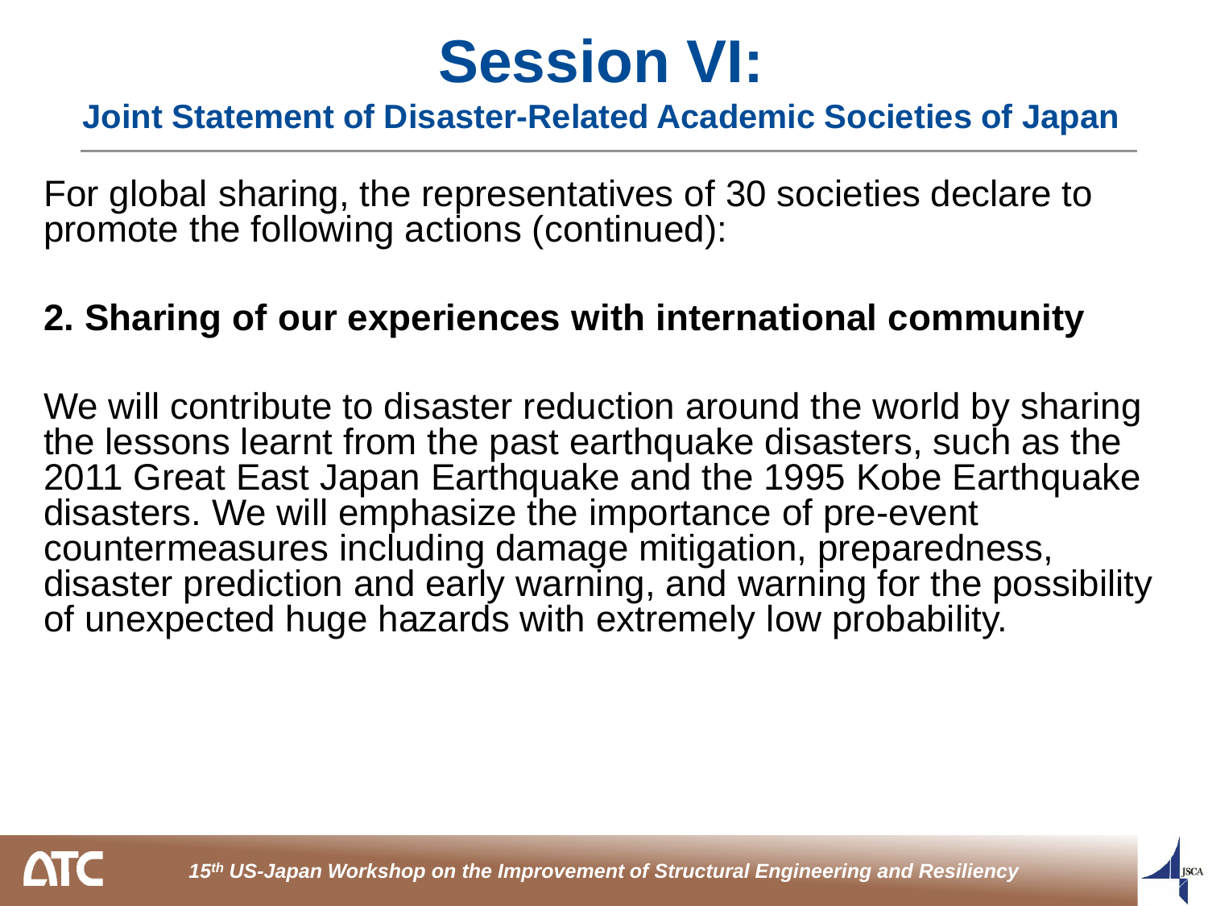# Session VI:

## Joint Statement of Disaster-Related Academic Societies of Japan

For global sharing, the representatives of 30 societies declare to promote the following actions (continued):

**2. Sharing of our experiences with international community**

We will contribute to disaster reduction around the world by sharing the lessons learnt from the past earthquake disasters, such as the 2011 Great East Japan Earthquake and the 1995 Kobe Earthquake disasters. We will emphasize the importance of pre-event countermeasures including damage mitigation, preparedness, disaster prediction and early warning, and warning for the possibility of unexpected huge hazards with extremely low probability.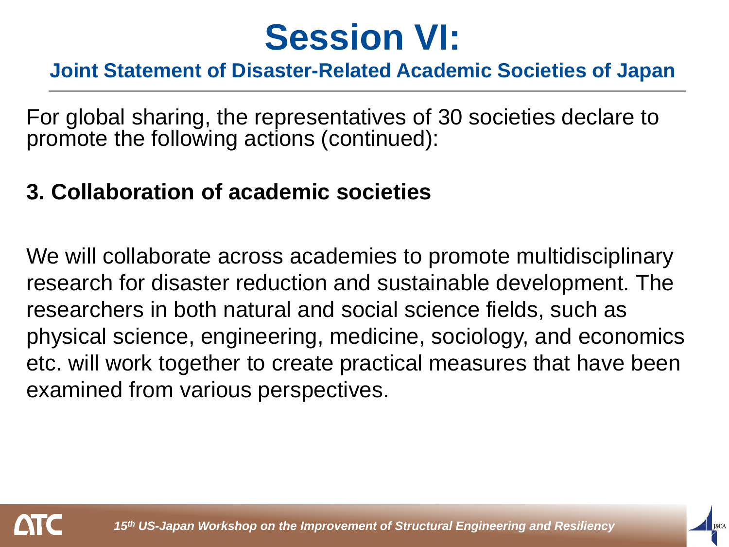# Session VI:

## Joint Statement of Disaster-Related Academic Societies of Japan

For global sharing, the representatives of 30 societies declare to promote the following actions (continued):

**3. Collaboration of academic societies**

We will collaborate across academies to promote multidisciplinary research for disaster reduction and sustainable development. The researchers in both natural and social science fields, such as physical science, engineering, medicine, sociology, and economics etc. will work together to create practical measures that have been examined from various perspectives.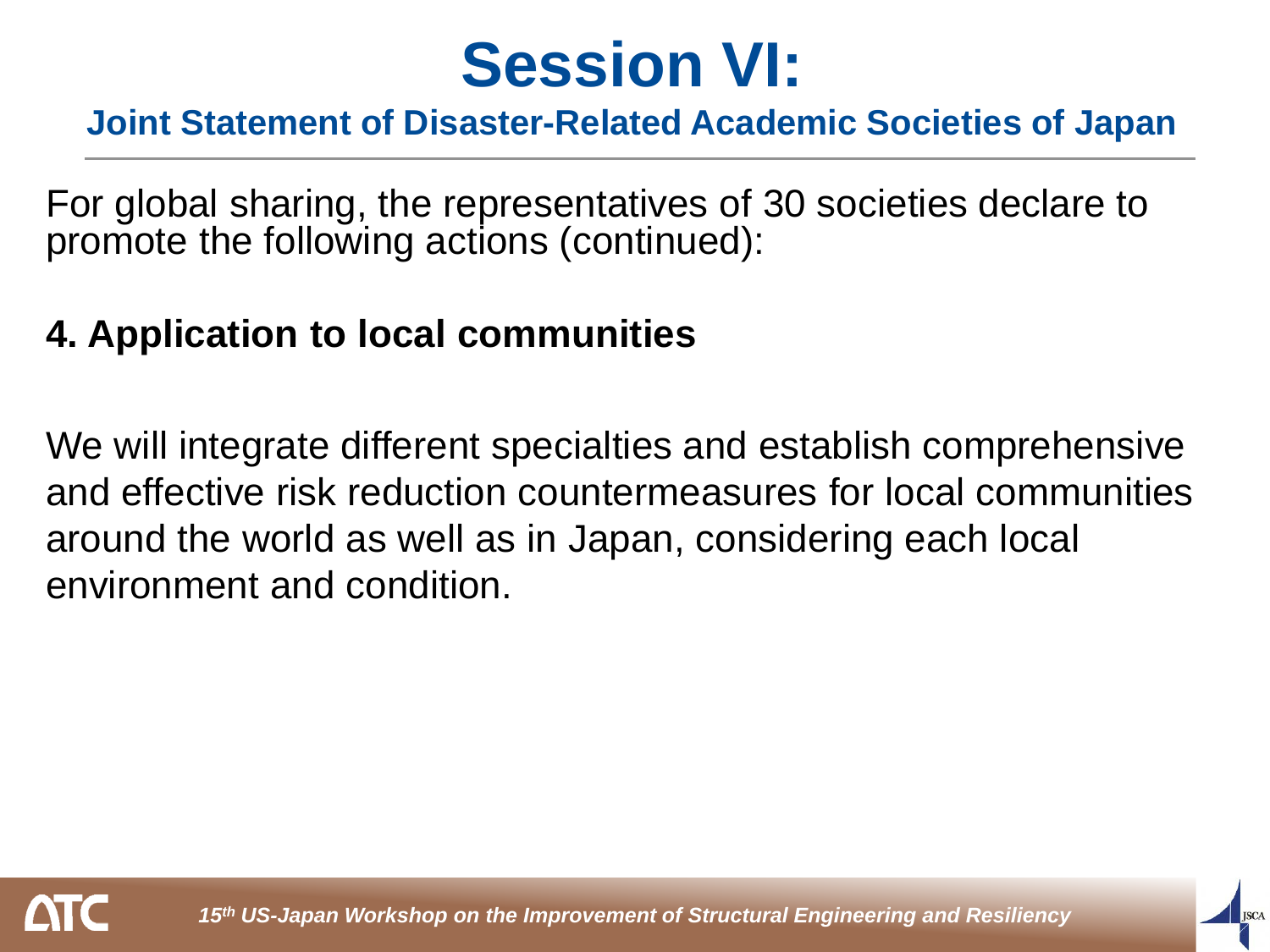# Session VI:

## Joint Statement of Disaster-Related Academic Societies of Japan

For global sharing, the representatives of 30 societies declare to promote the following actions (continued):

**4. Application to local communities**

We will integrate different specialties and establish comprehensive and effective risk reduction countermeasures for local communities around the world as well as in Japan, considering each local environment and condition.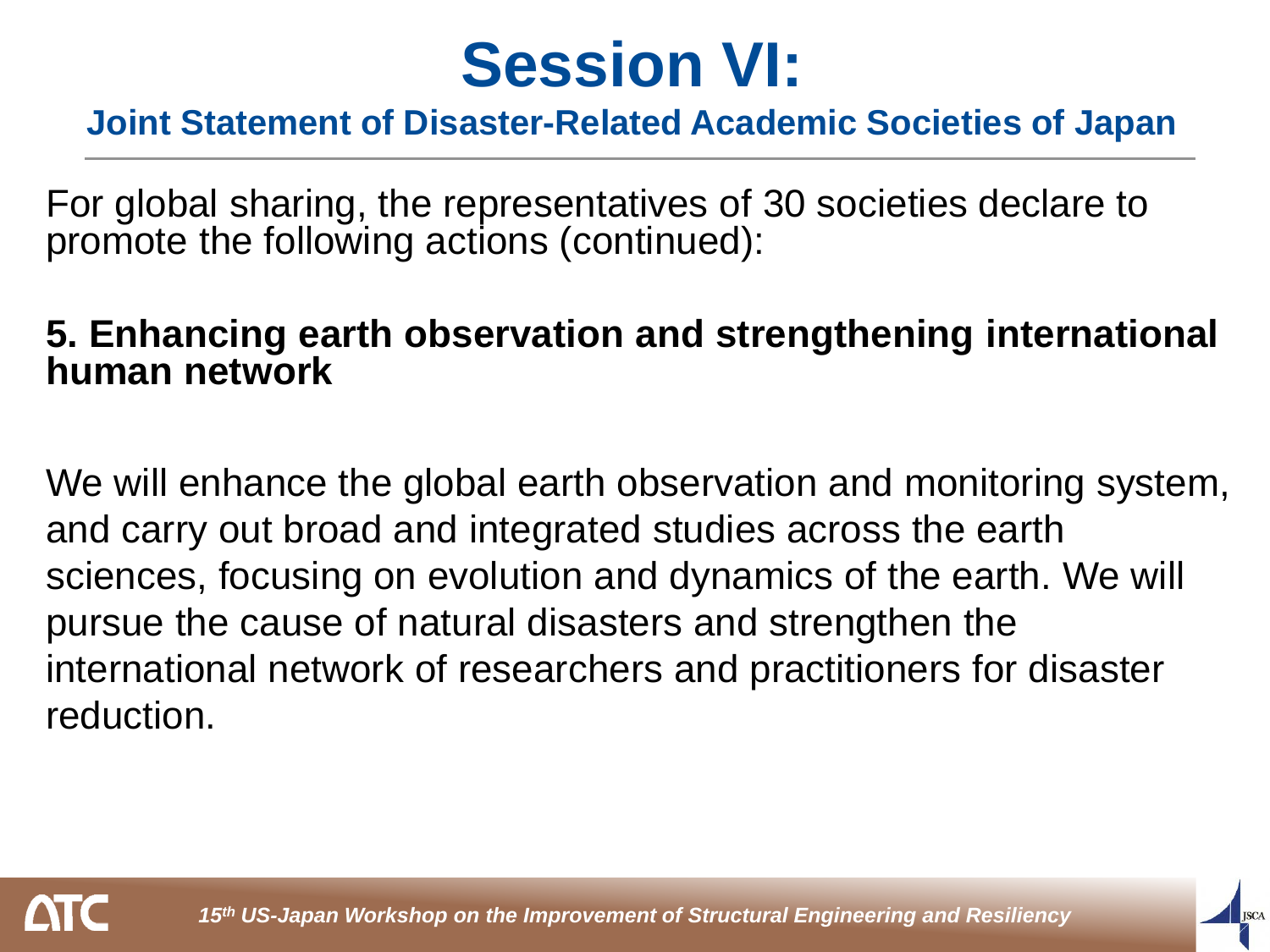# Session VI:

## Joint Statement of Disaster-Related Academic Societies of Japan

For global sharing, the representatives of 30 societies declare to promote the following actions (continued):

**5. Enhancing earth observation and strengthening international human network**

We will enhance the global earth observation and monitoring system, and carry out broad and integrated studies across the earth sciences, focusing on evolution and dynamics of the earth. We will pursue the cause of natural disasters and strengthen the international network of researchers and practitioners for disaster reduction.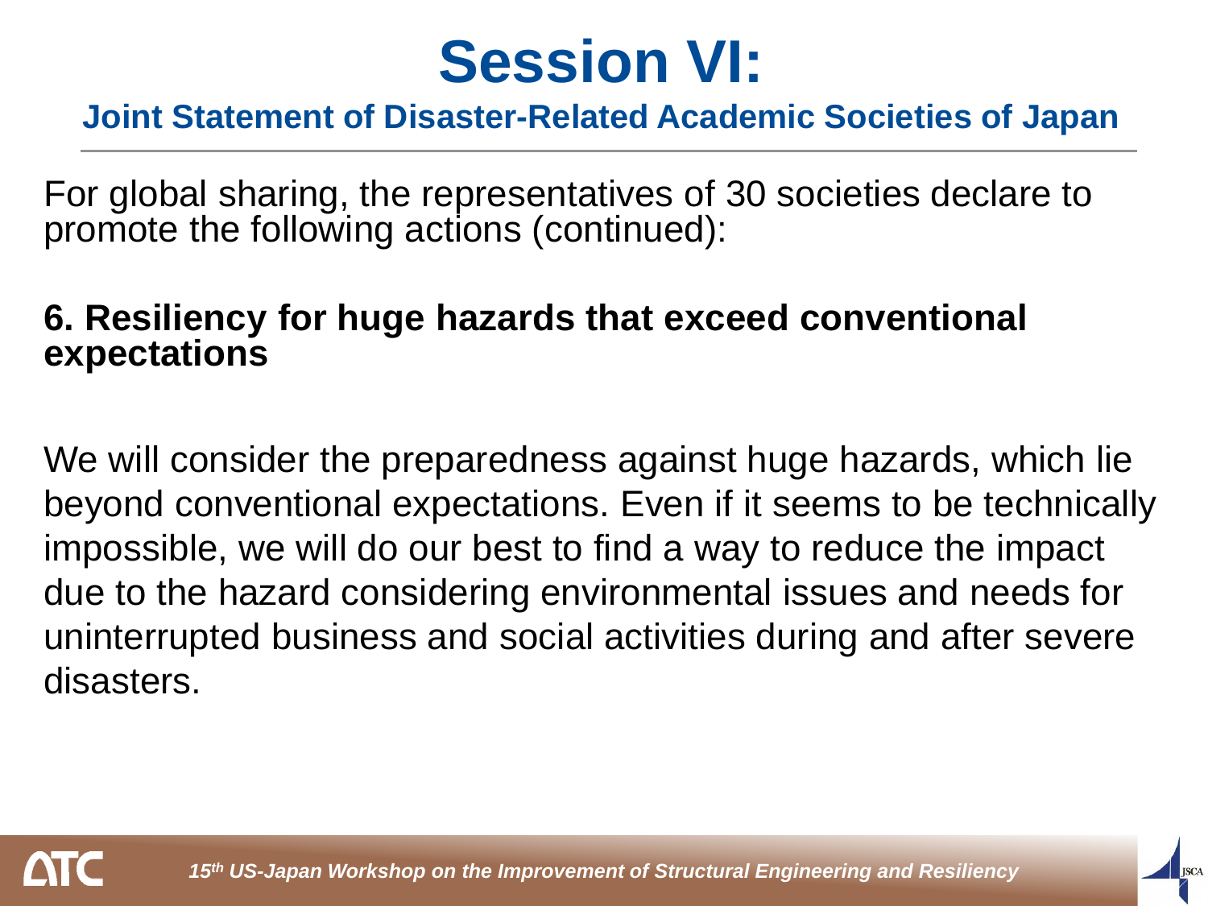# Session VI:

## Joint Statement of Disaster-Related Academic Societies of Japan

For global sharing, the representatives of 30 societies declare to promote the following actions (continued):

**6. Resiliency for huge hazards that exceed conventional expectations**

We will consider the preparedness against huge hazards, which lie beyond conventional expectations. Even if it seems to be technically impossible, we will do our best to find a way to reduce the impact due to the hazard considering environmental issues and needs for uninterrupted business and social activities during and after severe disasters.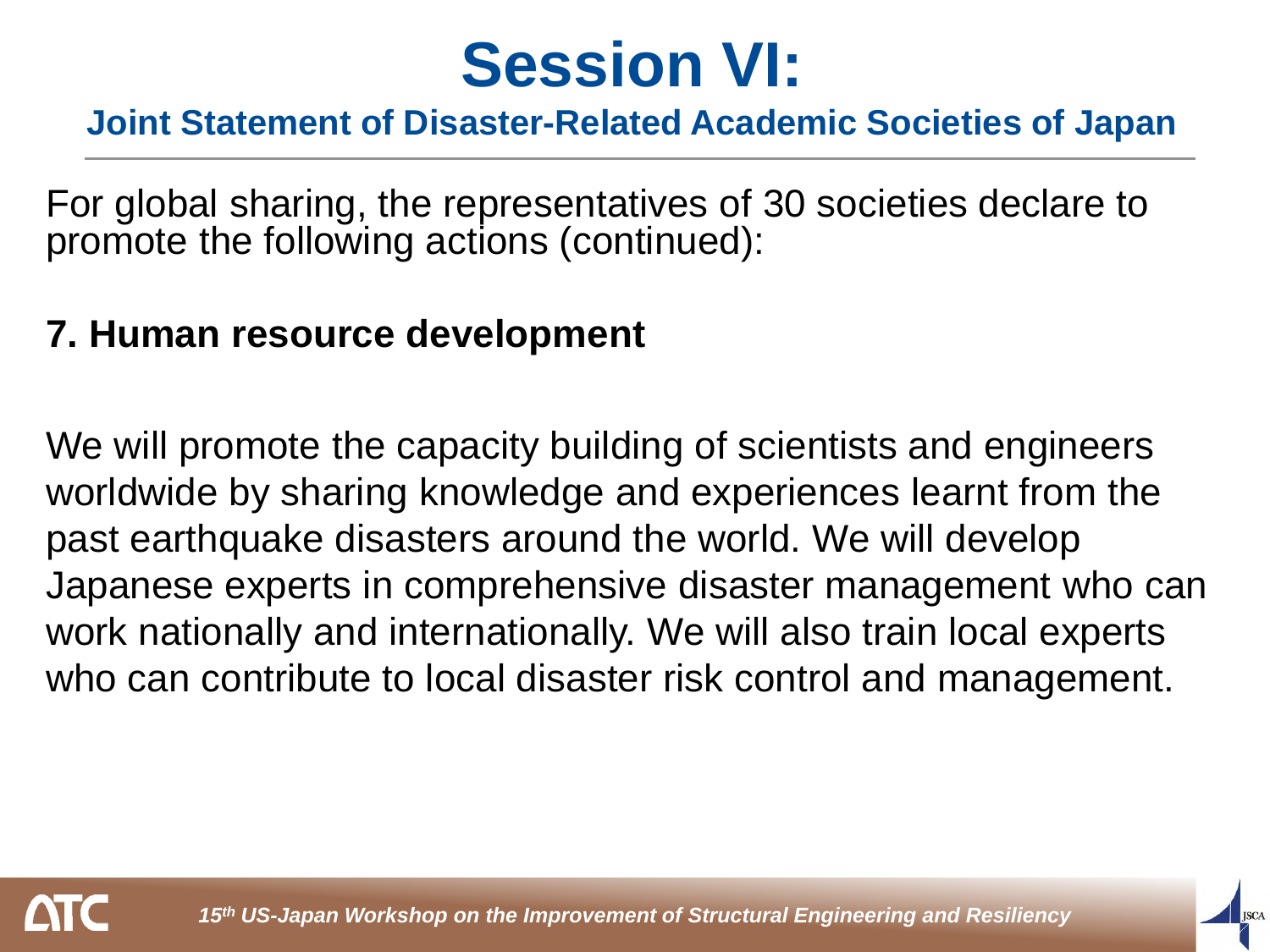# Session VI:

## Joint Statement of Disaster-Related Academic Societies of Japan

For global sharing, the representatives of 30 societies declare to promote the following actions (continued):

**7. Human resource development**

We will promote the capacity building of scientists and engineers worldwide by sharing knowledge and experiences learnt from the past earthquake disasters around the world. We will develop Japanese experts in comprehensive disaster management who can work nationally and internationally. We will also train local experts who can contribute to local disaster risk control and management.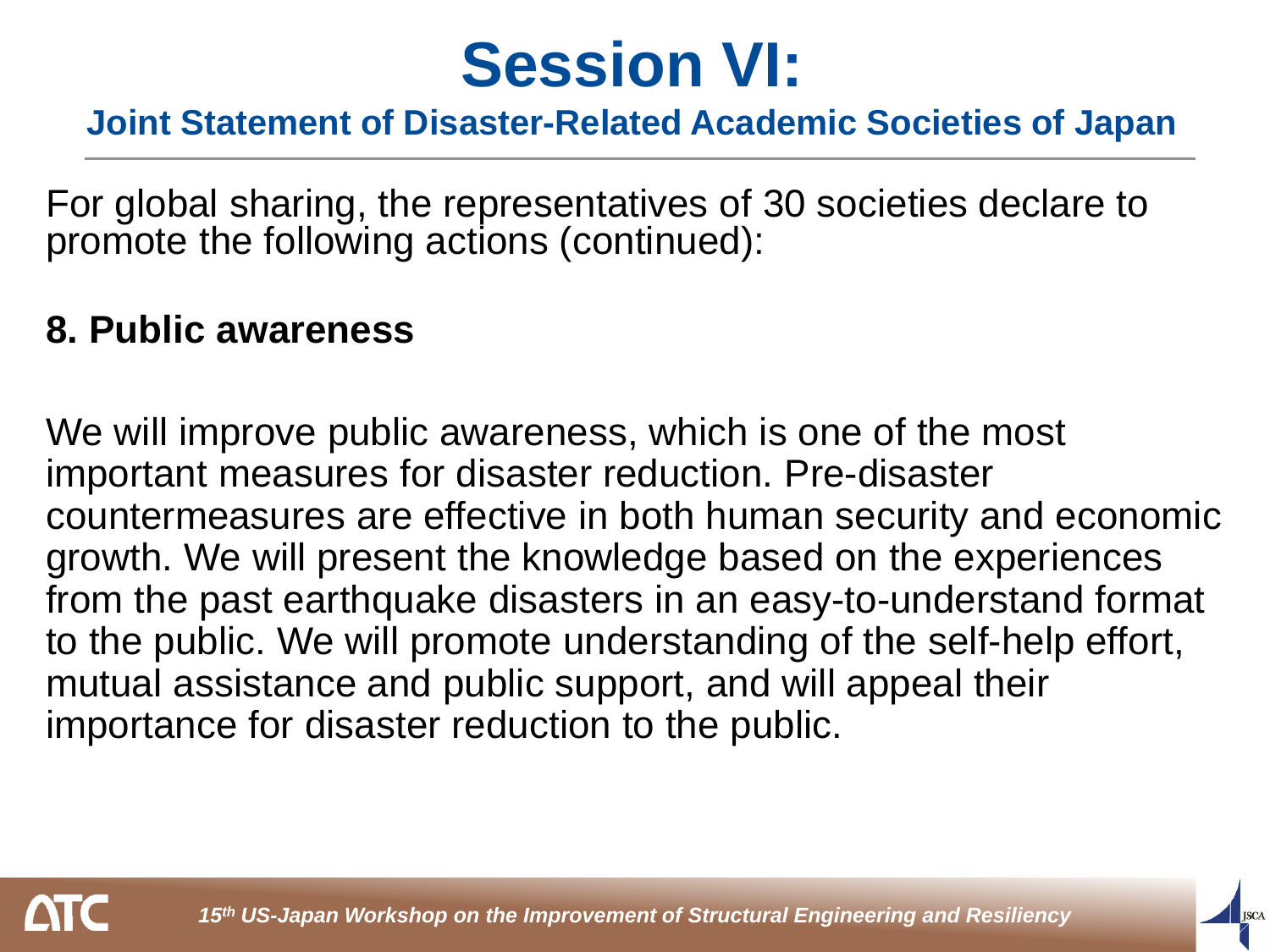# Session VI:

## Joint Statement of Disaster-Related Academic Societies of Japan

For global sharing, the representatives of 30 societies declare to promote the following actions (continued):

**8. Public awareness**

We will improve public awareness, which is one of the most important measures for disaster reduction. Pre-disaster countermeasures are effective in both human security and economic growth. We will present the knowledge based on the experiences from the past earthquake disasters in an easy-to-understand format to the public. We will promote understanding of the self-help effort, mutual assistance and public support, and will appeal their importance for disaster reduction to the public.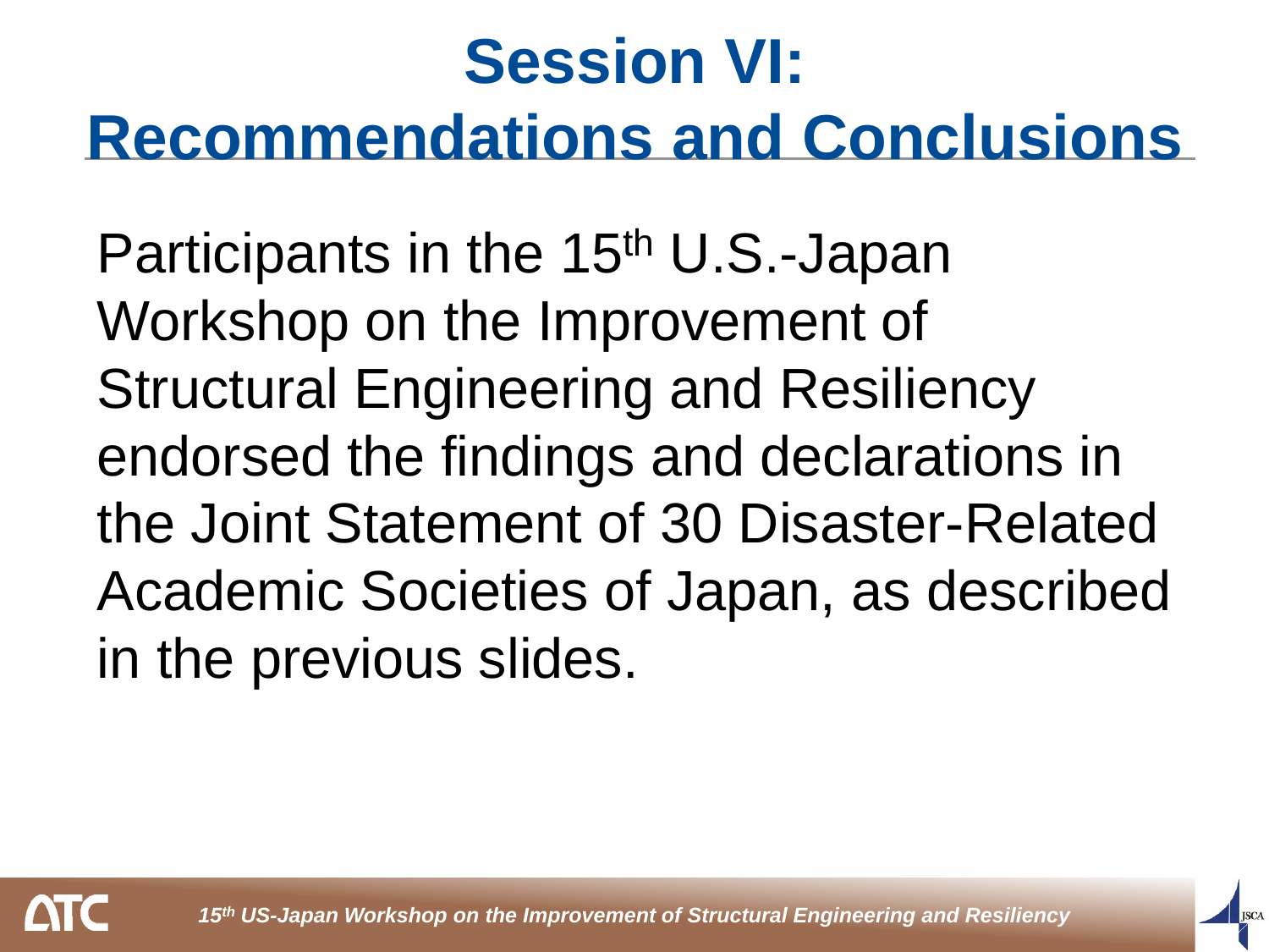# Session VI: Recommendations and Conclusions

Participants in the 15th U.S.-Japan Workshop on the Improvement of Structural Engineering and Resiliency endorsed the findings and declarations in the Joint Statement of 30 Disaster-Related Academic Societies of Japan, as described in the previous slides.